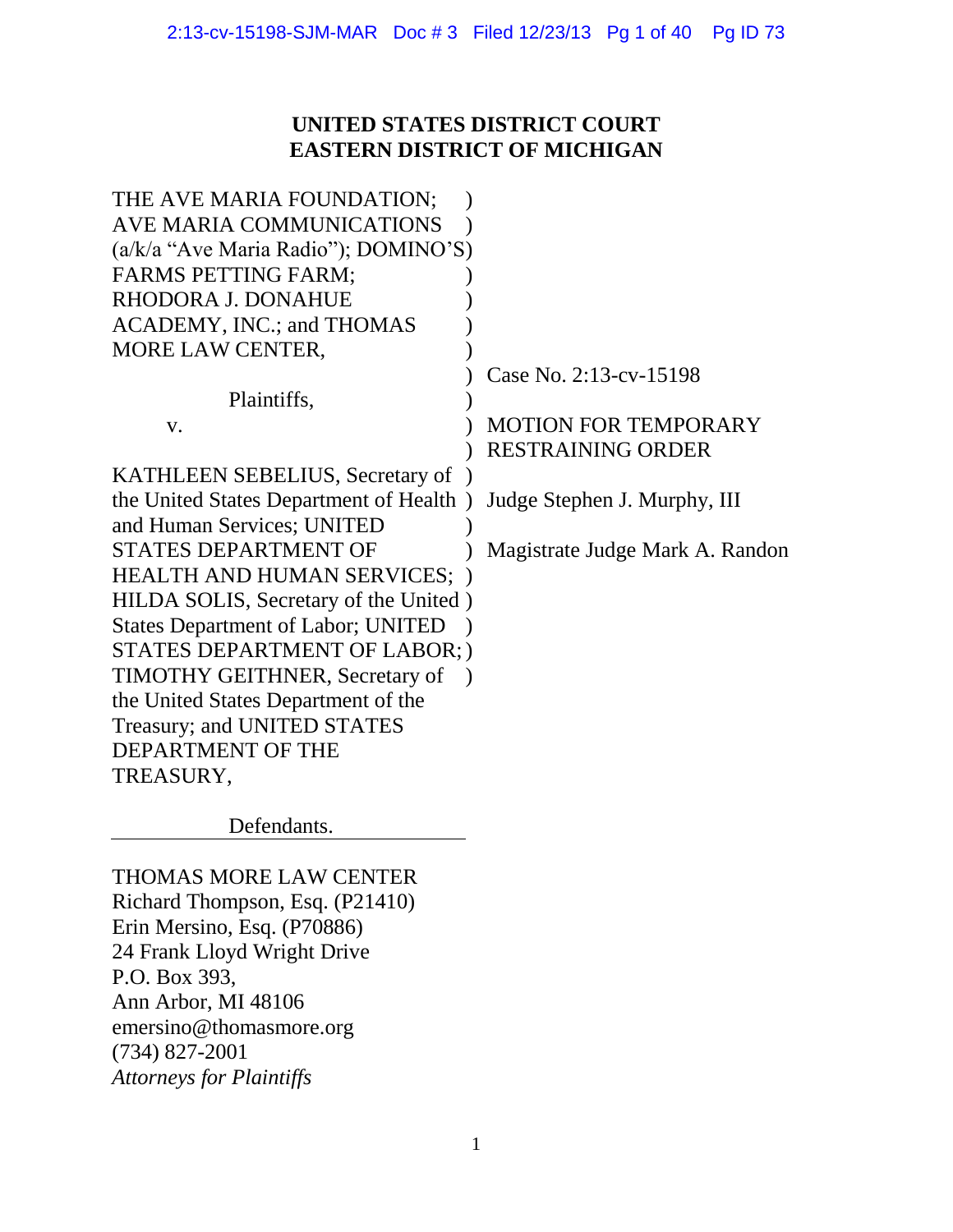**UNITED STATES DISTRICT COURT**
**EASTERN DISTRICT OF MICHIGAN**

THE AVE MARIA FOUNDATION; AVE MARIA COMMUNICATIONS (a/k/a "Ave Maria Radio"); DOMINO'S FARMS PETTING FARM; RHODORA J. DONAHUE ACADEMY, INC.; and THOMAS MORE LAW CENTER,

Plaintiffs,

v.

KATHLEEN SEBELIUS, Secretary of the United States Department of Health and Human Services; UNITED STATES DEPARTMENT OF HEALTH AND HUMAN SERVICES; HILDA SOLIS, Secretary of the United States Department of Labor; UNITED STATES DEPARTMENT OF LABOR; TIMOTHY GEITHNER, Secretary of the United States Department of the Treasury; and UNITED STATES DEPARTMENT OF THE TREASURY,

Defendants.

Case No. 2:13-cv-15198

MOTION FOR TEMPORARY RESTRAINING ORDER

Judge Stephen J. Murphy, III

Magistrate Judge Mark A. Randon

THOMAS MORE LAW CENTER
Richard Thompson, Esq. (P21410)
Erin Mersino, Esq. (P70886)
24 Frank Lloyd Wright Drive
P.O. Box 393,
Ann Arbor, MI 48106
emersino@thomasmore.org
(734) 827-2001
*Attorneys for Plaintiffs*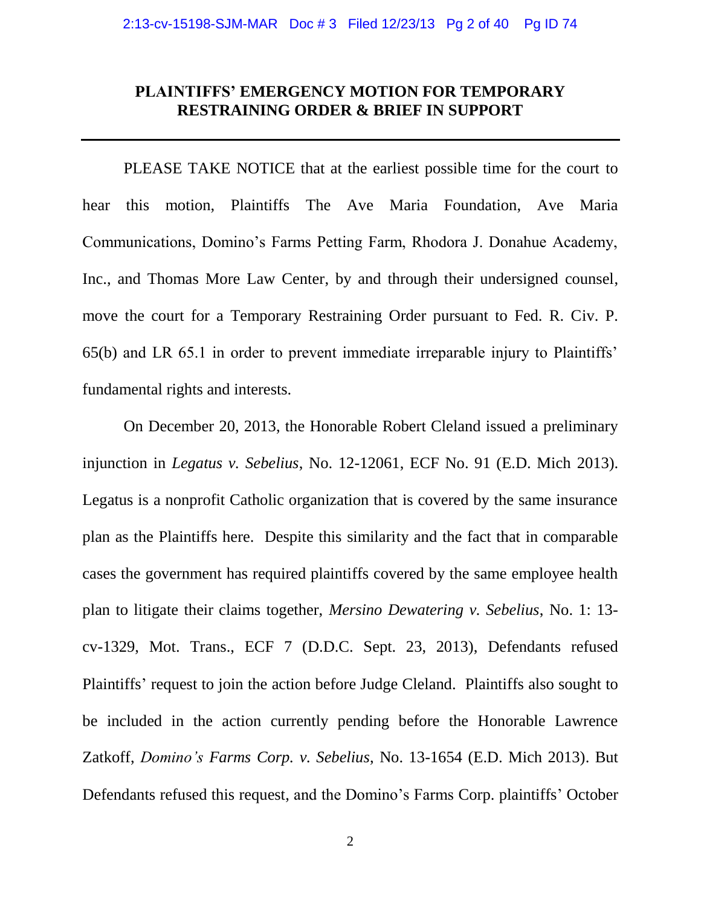## PLAINTIFFS' EMERGENCY MOTION FOR TEMPORARY RESTRAINING ORDER & BRIEF IN SUPPORT

PLEASE TAKE NOTICE that at the earliest possible time for the court to hear this motion, Plaintiffs The Ave Maria Foundation, Ave Maria Communications, Domino's Farms Petting Farm, Rhodora J. Donahue Academy, Inc., and Thomas More Law Center, by and through their undersigned counsel, move the court for a Temporary Restraining Order pursuant to Fed. R. Civ. P. 65(b) and LR 65.1 in order to prevent immediate irreparable injury to Plaintiffs' fundamental rights and interests.

On December 20, 2013, the Honorable Robert Cleland issued a preliminary injunction in *Legatus v. Sebelius*, No. 12-12061, ECF No. 91 (E.D. Mich 2013). Legatus is a nonprofit Catholic organization that is covered by the same insurance plan as the Plaintiffs here. Despite this similarity and the fact that in comparable cases the government has required plaintiffs covered by the same employee health plan to litigate their claims together, *Mersino Dewatering v. Sebelius*, No. 1: 13-cv-1329, Mot. Trans., ECF 7 (D.D.C. Sept. 23, 2013), Defendants refused Plaintiffs' request to join the action before Judge Cleland. Plaintiffs also sought to be included in the action currently pending before the Honorable Lawrence Zatkoff, *Domino's Farms Corp. v. Sebelius*, No. 13-1654 (E.D. Mich 2013). But Defendants refused this request, and the Domino's Farms Corp. plaintiffs' October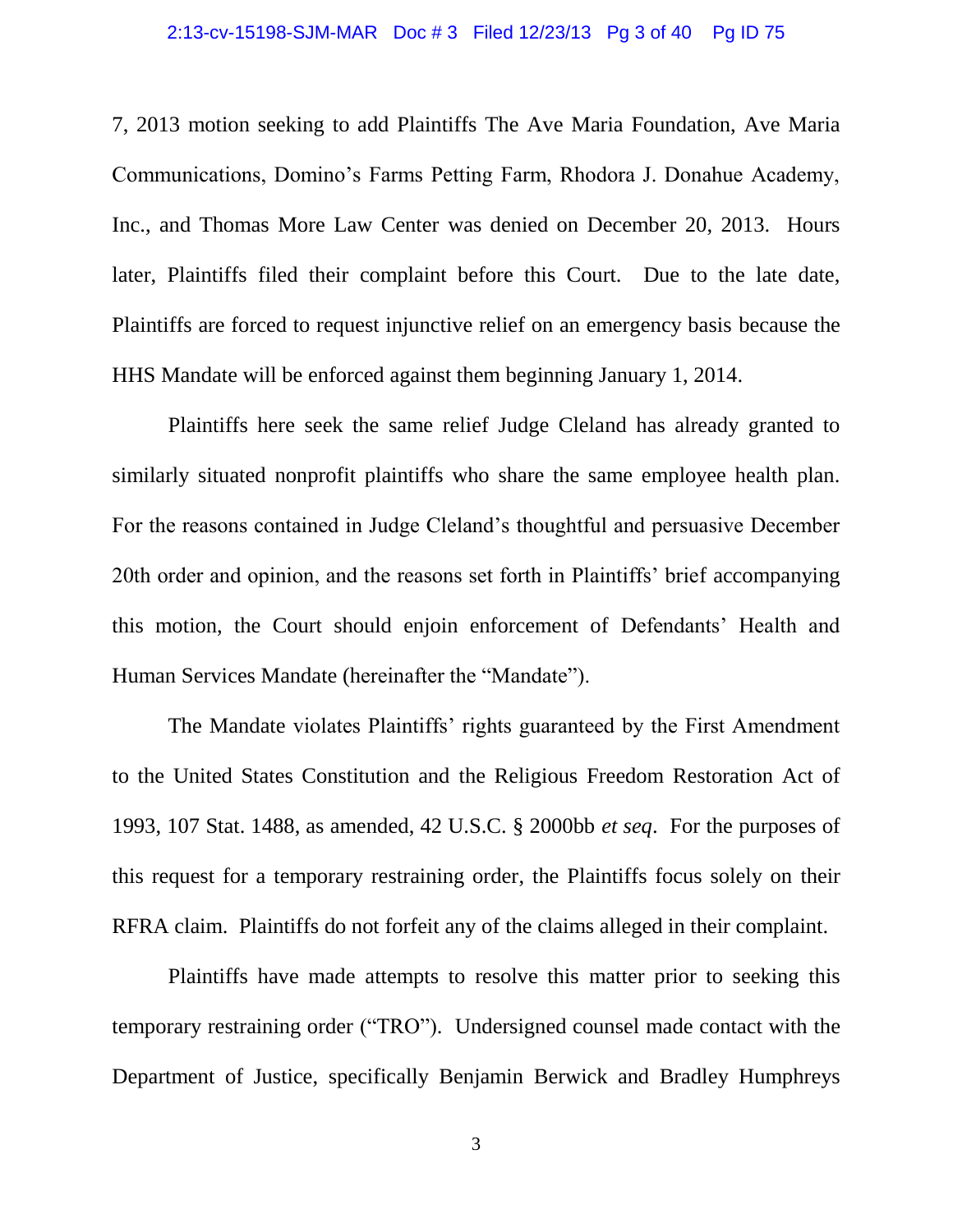7, 2013 motion seeking to add Plaintiffs The Ave Maria Foundation, Ave Maria Communications, Domino's Farms Petting Farm, Rhodora J. Donahue Academy, Inc., and Thomas More Law Center was denied on December 20, 2013. Hours later, Plaintiffs filed their complaint before this Court. Due to the late date, Plaintiffs are forced to request injunctive relief on an emergency basis because the HHS Mandate will be enforced against them beginning January 1, 2014.

Plaintiffs here seek the same relief Judge Cleland has already granted to similarly situated nonprofit plaintiffs who share the same employee health plan. For the reasons contained in Judge Cleland's thoughtful and persuasive December 20th order and opinion, and the reasons set forth in Plaintiffs' brief accompanying this motion, the Court should enjoin enforcement of Defendants' Health and Human Services Mandate (hereinafter the "Mandate").

The Mandate violates Plaintiffs' rights guaranteed by the First Amendment to the United States Constitution and the Religious Freedom Restoration Act of 1993, 107 Stat. 1488, as amended, 42 U.S.C. § 2000bb *et seq*. For the purposes of this request for a temporary restraining order, the Plaintiffs focus solely on their RFRA claim. Plaintiffs do not forfeit any of the claims alleged in their complaint.

Plaintiffs have made attempts to resolve this matter prior to seeking this temporary restraining order ("TRO"). Undersigned counsel made contact with the Department of Justice, specifically Benjamin Berwick and Bradley Humphreys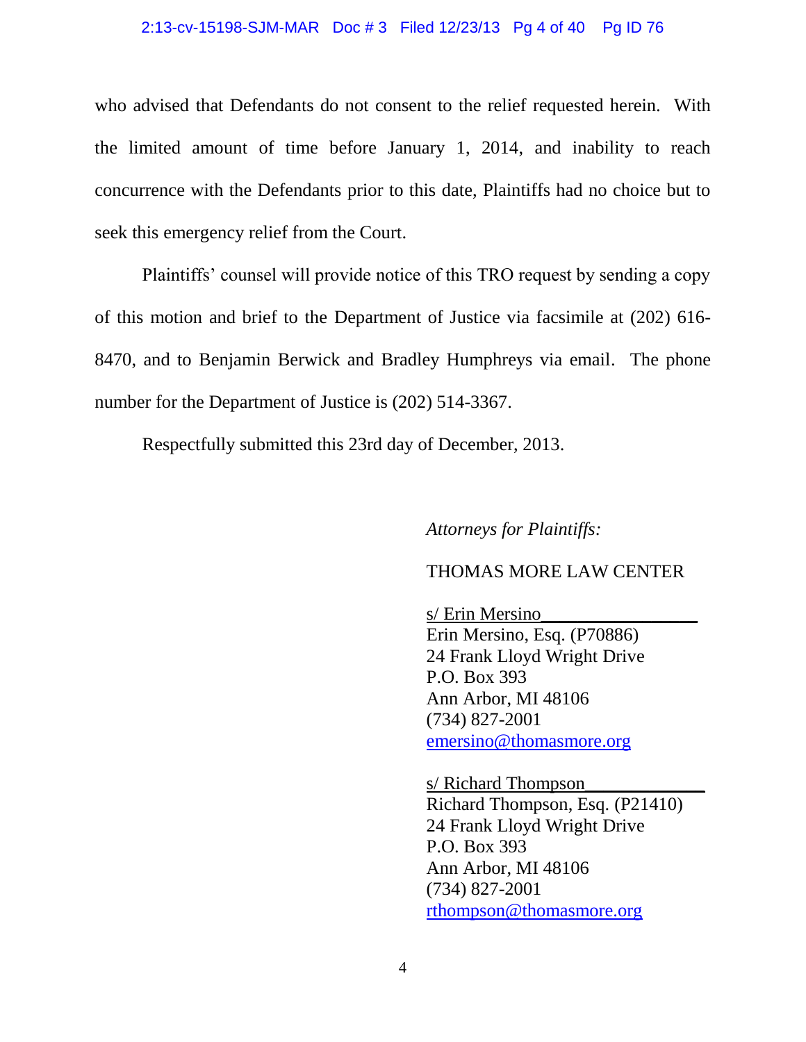who advised that Defendants do not consent to the relief requested herein. With the limited amount of time before January 1, 2014, and inability to reach concurrence with the Defendants prior to this date, Plaintiffs had no choice but to seek this emergency relief from the Court.

Plaintiffs' counsel will provide notice of this TRO request by sending a copy of this motion and brief to the Department of Justice via facsimile at (202) 616-8470, and to Benjamin Berwick and Bradley Humphreys via email. The phone number for the Department of Justice is (202) 514-3367.

Respectfully submitted this 23rd day of December, 2013.

*Attorneys for Plaintiffs:*

THOMAS MORE LAW CENTER

s/ Erin Mersino
Erin Mersino, Esq. (P70886)
24 Frank Lloyd Wright Drive
P.O. Box 393
Ann Arbor, MI 48106
(734) 827-2001
emersino@thomasmore.org

s/ Richard Thompson
Richard Thompson, Esq. (P21410)
24 Frank Lloyd Wright Drive
P.O. Box 393
Ann Arbor, MI 48106
(734) 827-2001
rthompson@thomasmore.org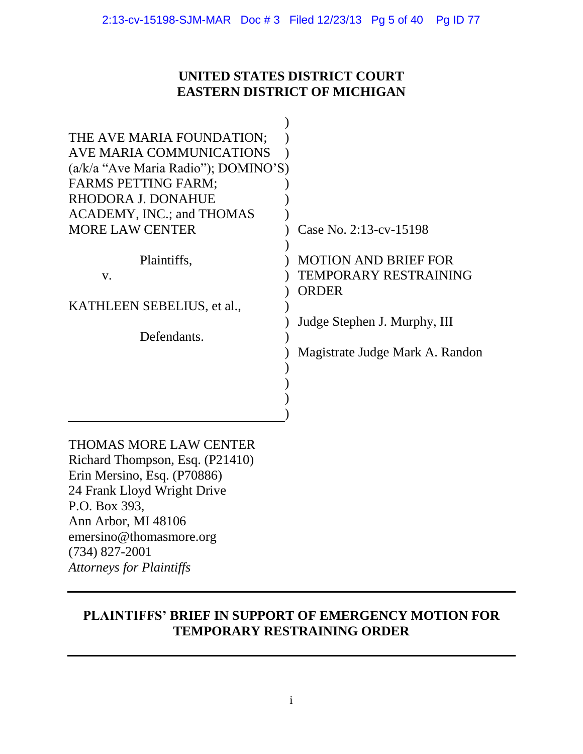# UNITED STATES DISTRICT COURT
# EASTERN DISTRICT OF MICHIGAN

| | |
|---|---|
| THE AVE MARIA FOUNDATION; AVE MARIA COMMUNICATIONS (a/k/a "Ave Maria Radio"); DOMINO'S FARMS PETTING FARM; RHODORA J. DONAHUE ACADEMY, INC.; and THOMAS MORE LAW CENTER | Case No. 2:13-cv-15198 |
| Plaintiffs, | MOTION AND BRIEF FOR TEMPORARY RESTRAINING ORDER |
| v. | |
| KATHLEEN SEBELIUS, et al., | Judge Stephen J. Murphy, III |
| Defendants. | Magistrate Judge Mark A. Randon |

THOMAS MORE LAW CENTER
Richard Thompson, Esq. (P21410)
Erin Mersino, Esq. (P70886)
24 Frank Lloyd Wright Drive
P.O. Box 393,
Ann Arbor, MI 48106
emersino@thomasmore.org
(734) 827-2001
*Attorneys for Plaintiffs*

---

**PLAINTIFFS' BRIEF IN SUPPORT OF EMERGENCY MOTION FOR TEMPORARY RESTRAINING ORDER**

---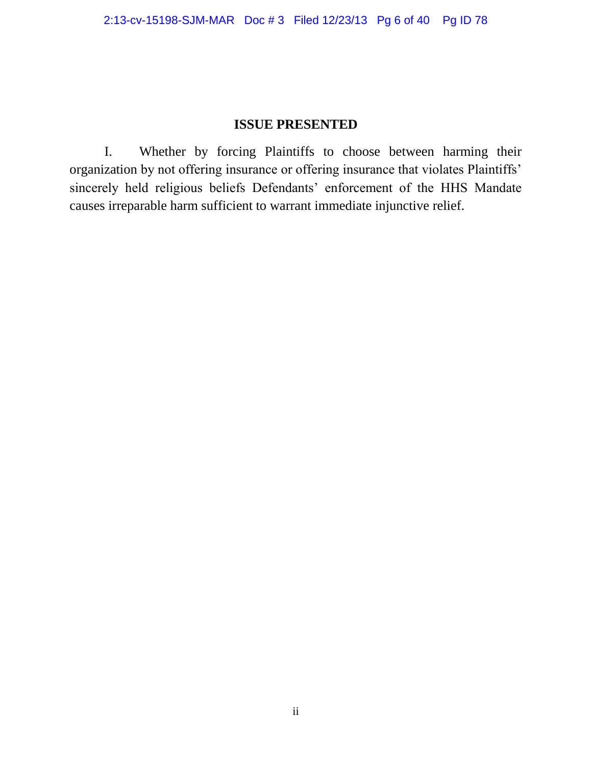## ISSUE PRESENTED

I. Whether by forcing Plaintiffs to choose between harming their organization by not offering insurance or offering insurance that violates Plaintiffs' sincerely held religious beliefs Defendants' enforcement of the HHS Mandate causes irreparable harm sufficient to warrant immediate injunctive relief.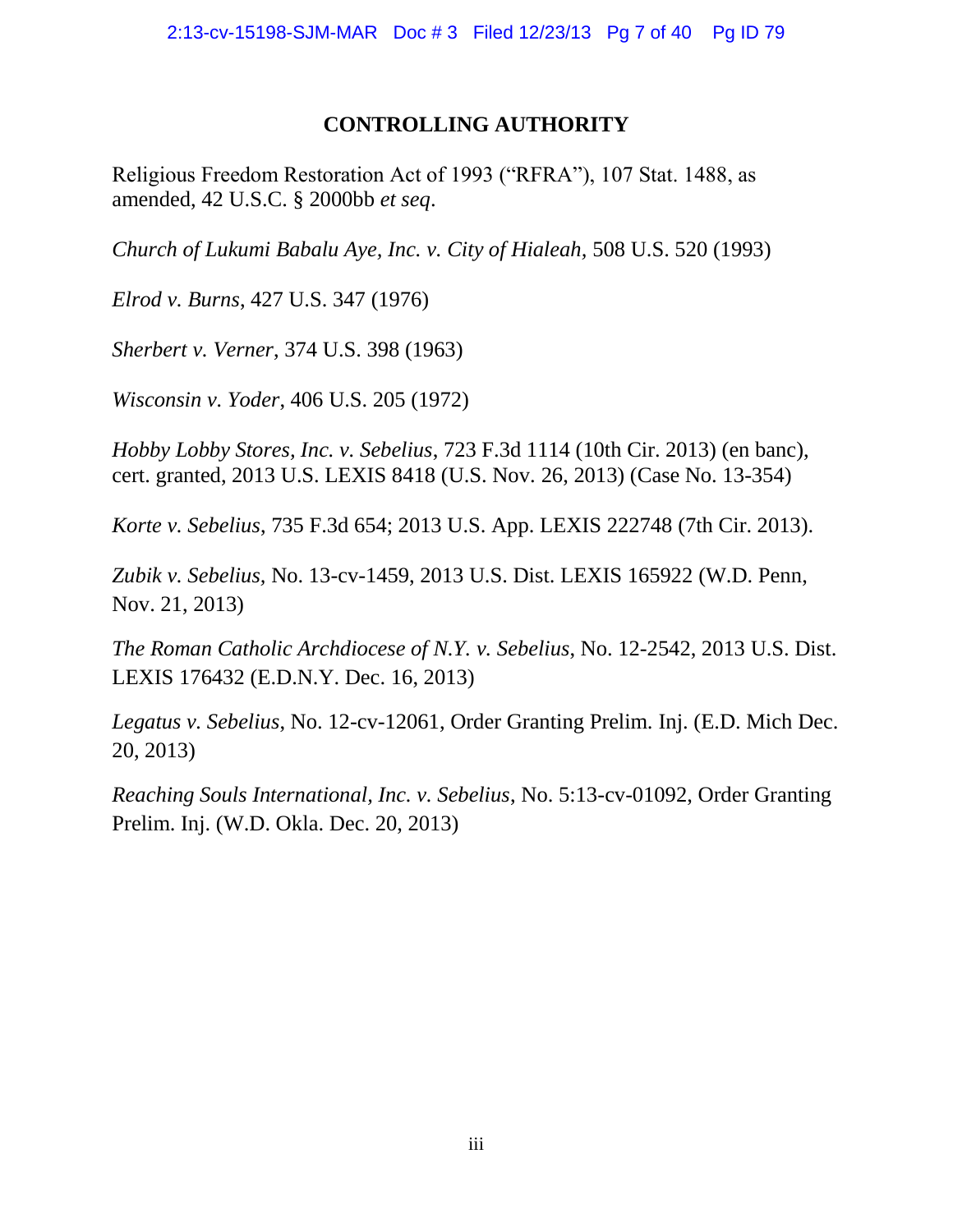## CONTROLLING AUTHORITY

Religious Freedom Restoration Act of 1993 ("RFRA"), 107 Stat. 1488, as amended, 42 U.S.C. § 2000bb *et seq*.

*Church of Lukumi Babalu Aye, Inc. v. City of Hialeah,* 508 U.S. 520 (1993)

*Elrod v. Burns*, 427 U.S. 347 (1976)

*Sherbert v. Verner*, 374 U.S. 398 (1963)

*Wisconsin v. Yoder*, 406 U.S. 205 (1972)

*Hobby Lobby Stores, Inc. v. Sebelius*, 723 F.3d 1114 (10th Cir. 2013) (en banc), cert. granted, 2013 U.S. LEXIS 8418 (U.S. Nov. 26, 2013) (Case No. 13-354)

*Korte v. Sebelius*, 735 F.3d 654; 2013 U.S. App. LEXIS 222748 (7th Cir. 2013).

*Zubik v. Sebelius,* No. 13-cv-1459, 2013 U.S. Dist. LEXIS 165922 (W.D. Penn, Nov. 21, 2013)

*The Roman Catholic Archdiocese of N.Y. v. Sebelius,* No. 12-2542, 2013 U.S. Dist. LEXIS 176432 (E.D.N.Y. Dec. 16, 2013)

*Legatus v. Sebelius,* No. 12-cv-12061, Order Granting Prelim. Inj. (E.D. Mich Dec. 20, 2013)

*Reaching Souls International, Inc. v. Sebelius*, No. 5:13-cv-01092, Order Granting Prelim. Inj. (W.D. Okla. Dec. 20, 2013)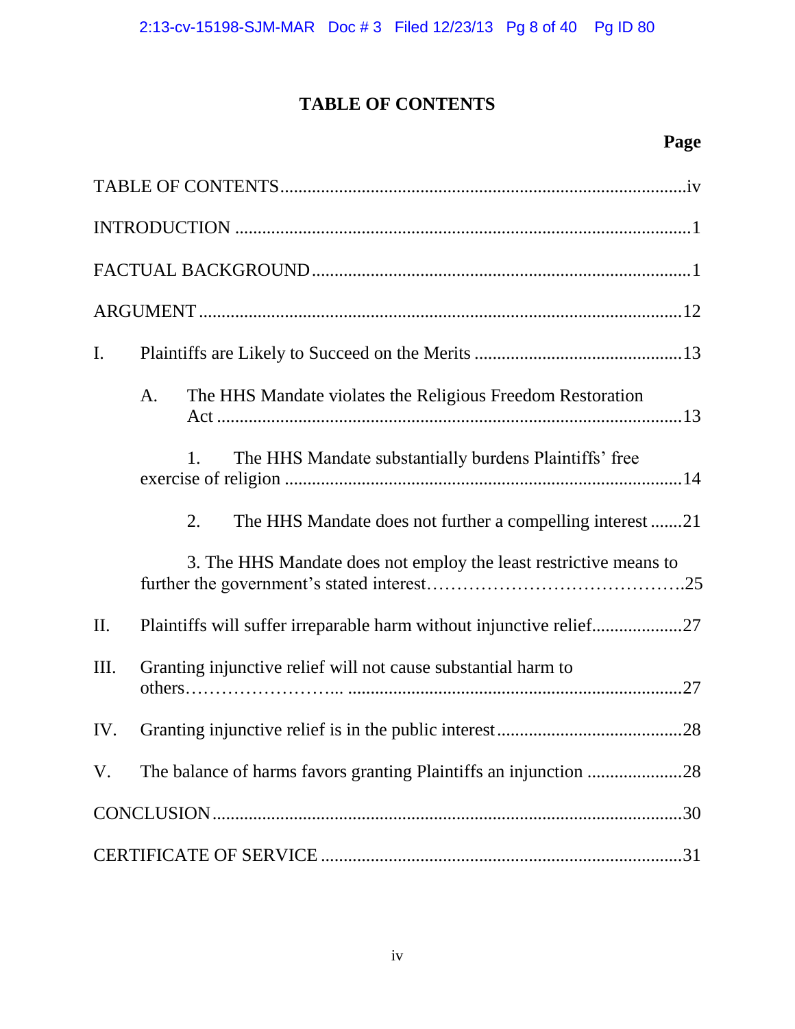# TABLE OF CONTENTS

| | Page |
|---|---|
| TABLE OF CONTENTS | iv |
| INTRODUCTION | 1 |
| FACTUAL BACKGROUND | 1 |
| ARGUMENT | 12 |
| I. Plaintiffs are Likely to Succeed on the Merits | 13 |
| A. The HHS Mandate violates the Religious Freedom Restoration Act | 13 |
| 1. The HHS Mandate substantially burdens Plaintiffs' free exercise of religion | 14 |
| 2. The HHS Mandate does not further a compelling interest | 21 |
| 3. The HHS Mandate does not employ the least restrictive means to further the government's stated interest | 25 |
| II. Plaintiffs will suffer irreparable harm without injunctive relief | 27 |
| III. Granting injunctive relief will not cause substantial harm to others | 27 |
| IV. Granting injunctive relief is in the public interest | 28 |
| V. The balance of harms favors granting Plaintiffs an injunction | 28 |
| CONCLUSION | 30 |
| CERTIFICATE OF SERVICE | 31 |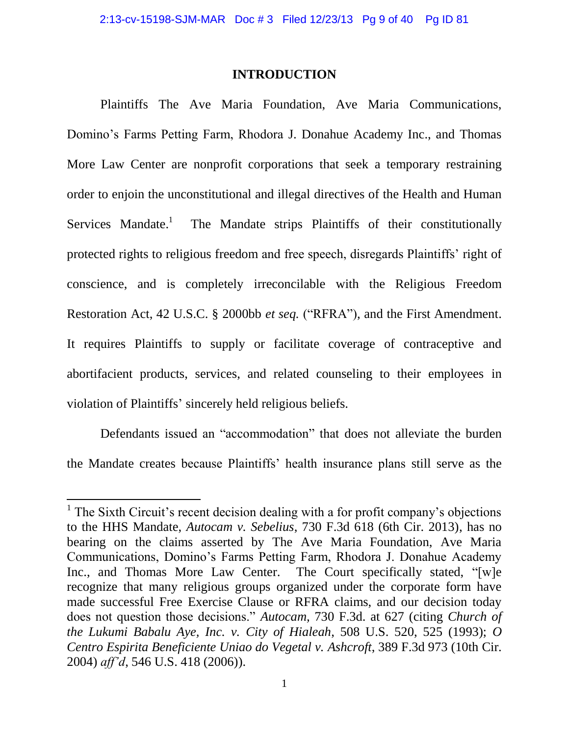## INTRODUCTION

Plaintiffs The Ave Maria Foundation, Ave Maria Communications, Domino's Farms Petting Farm, Rhodora J. Donahue Academy Inc., and Thomas More Law Center are nonprofit corporations that seek a temporary restraining order to enjoin the unconstitutional and illegal directives of the Health and Human Services Mandate.[1] The Mandate strips Plaintiffs of their constitutionally protected rights to religious freedom and free speech, disregards Plaintiffs' right of conscience, and is completely irreconcilable with the Religious Freedom Restoration Act, 42 U.S.C. § 2000bb *et seq.* ("RFRA"), and the First Amendment. It requires Plaintiffs to supply or facilitate coverage of contraceptive and abortifacient products, services, and related counseling to their employees in violation of Plaintiffs' sincerely held religious beliefs.

Defendants issued an "accommodation" that does not alleviate the burden the Mandate creates because Plaintiffs' health insurance plans still serve as the

---

[1] The Sixth Circuit's recent decision dealing with a for profit company's objections to the HHS Mandate, *Autocam v. Sebelius*, 730 F.3d 618 (6th Cir. 2013), has no bearing on the claims asserted by The Ave Maria Foundation, Ave Maria Communications, Domino's Farms Petting Farm, Rhodora J. Donahue Academy Inc., and Thomas More Law Center. The Court specifically stated, "[w]e recognize that many religious groups organized under the corporate form have made successful Free Exercise Clause or RFRA claims, and our decision today does not question those decisions." *Autocam,* 730 F.3d. at 627 (citing *Church of the Lukumi Babalu Aye, Inc. v. City of Hialeah*, 508 U.S. 520, 525 (1993); *O Centro Espirita Beneficiente Uniao do Vegetal v. Ashcroft*, 389 F.3d 973 (10th Cir. 2004) *aff'd*, 546 U.S. 418 (2006)).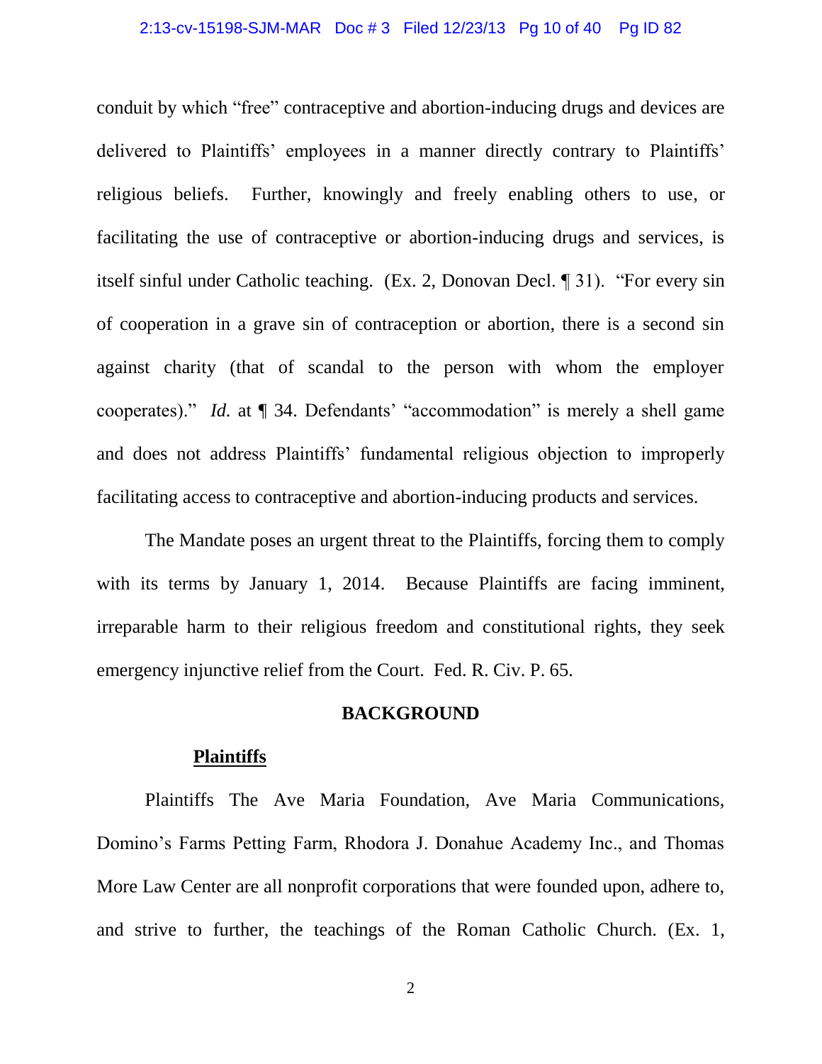conduit by which "free" contraceptive and abortion-inducing drugs and devices are delivered to Plaintiffs' employees in a manner directly contrary to Plaintiffs' religious beliefs. Further, knowingly and freely enabling others to use, or facilitating the use of contraceptive or abortion-inducing drugs and services, is itself sinful under Catholic teaching. (Ex. 2, Donovan Decl. ¶ 31). "For every sin of cooperation in a grave sin of contraception or abortion, there is a second sin against charity (that of scandal to the person with whom the employer cooperates)." *Id.* at ¶ 34. Defendants' "accommodation" is merely a shell game and does not address Plaintiffs' fundamental religious objection to improperly facilitating access to contraceptive and abortion-inducing products and services.

The Mandate poses an urgent threat to the Plaintiffs, forcing them to comply with its terms by January 1, 2014. Because Plaintiffs are facing imminent, irreparable harm to their religious freedom and constitutional rights, they seek emergency injunctive relief from the Court. Fed. R. Civ. P. 65.

## BACKGROUND

### Plaintiffs

Plaintiffs The Ave Maria Foundation, Ave Maria Communications, Domino's Farms Petting Farm, Rhodora J. Donahue Academy Inc., and Thomas More Law Center are all nonprofit corporations that were founded upon, adhere to, and strive to further, the teachings of the Roman Catholic Church. (Ex. 1,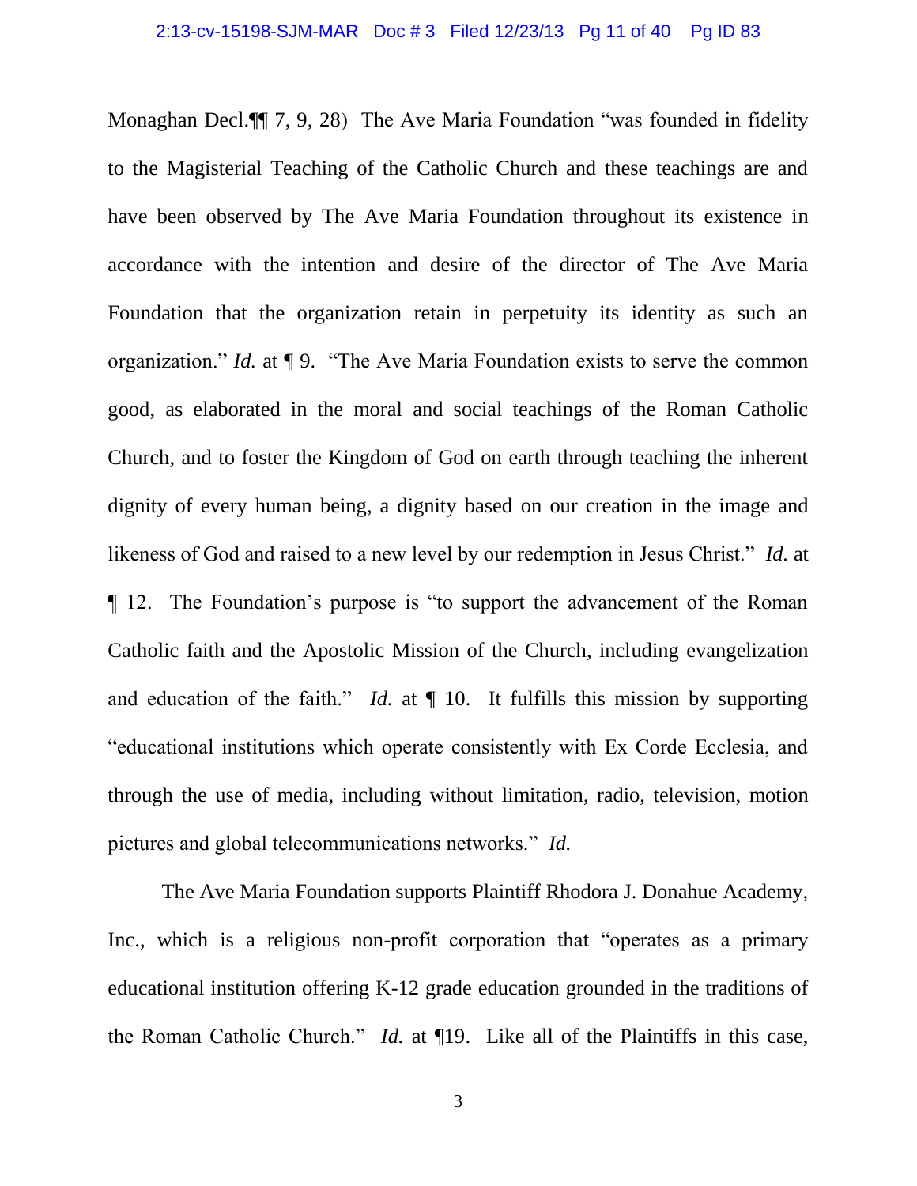Monaghan Decl.¶¶ 7, 9, 28) The Ave Maria Foundation "was founded in fidelity to the Magisterial Teaching of the Catholic Church and these teachings are and have been observed by The Ave Maria Foundation throughout its existence in accordance with the intention and desire of the director of The Ave Maria Foundation that the organization retain in perpetuity its identity as such an organization." *Id.* at ¶ 9. "The Ave Maria Foundation exists to serve the common good, as elaborated in the moral and social teachings of the Roman Catholic Church, and to foster the Kingdom of God on earth through teaching the inherent dignity of every human being, a dignity based on our creation in the image and likeness of God and raised to a new level by our redemption in Jesus Christ." *Id.* at ¶ 12. The Foundation's purpose is "to support the advancement of the Roman Catholic faith and the Apostolic Mission of the Church, including evangelization and education of the faith." *Id.* at ¶ 10. It fulfills this mission by supporting "educational institutions which operate consistently with Ex Corde Ecclesia, and through the use of media, including without limitation, radio, television, motion pictures and global telecommunications networks." *Id.*

The Ave Maria Foundation supports Plaintiff Rhodora J. Donahue Academy, Inc., which is a religious non-profit corporation that "operates as a primary educational institution offering K-12 grade education grounded in the traditions of the Roman Catholic Church." *Id.* at ¶19. Like all of the Plaintiffs in this case,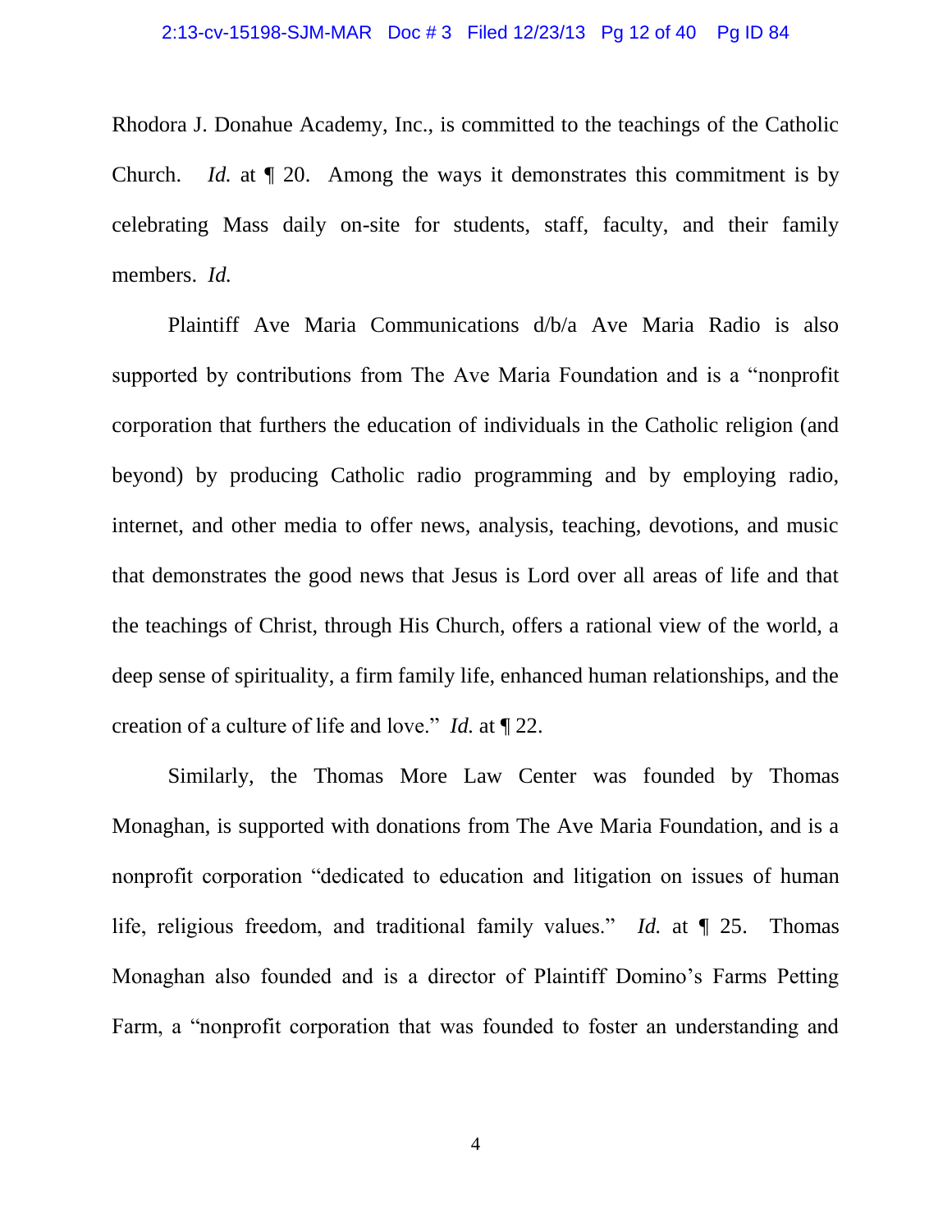Rhodora J. Donahue Academy, Inc., is committed to the teachings of the Catholic Church. *Id.* at ¶ 20. Among the ways it demonstrates this commitment is by celebrating Mass daily on-site for students, staff, faculty, and their family members. *Id.*

Plaintiff Ave Maria Communications d/b/a Ave Maria Radio is also supported by contributions from The Ave Maria Foundation and is a "nonprofit corporation that furthers the education of individuals in the Catholic religion (and beyond) by producing Catholic radio programming and by employing radio, internet, and other media to offer news, analysis, teaching, devotions, and music that demonstrates the good news that Jesus is Lord over all areas of life and that the teachings of Christ, through His Church, offers a rational view of the world, a deep sense of spirituality, a firm family life, enhanced human relationships, and the creation of a culture of life and love." *Id.* at ¶ 22.

Similarly, the Thomas More Law Center was founded by Thomas Monaghan, is supported with donations from The Ave Maria Foundation, and is a nonprofit corporation "dedicated to education and litigation on issues of human life, religious freedom, and traditional family values." *Id.* at ¶ 25. Thomas Monaghan also founded and is a director of Plaintiff Domino's Farms Petting Farm, a "nonprofit corporation that was founded to foster an understanding and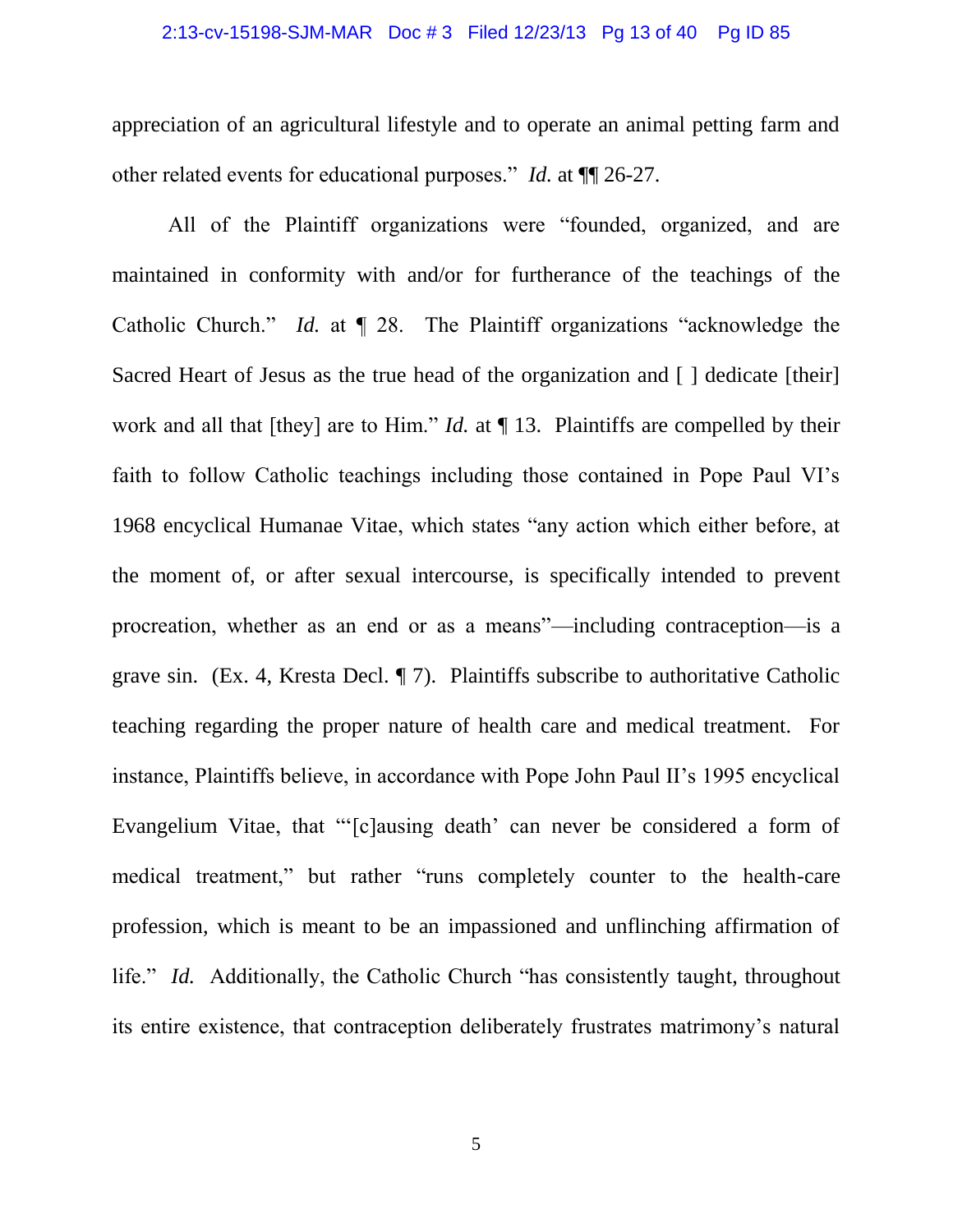appreciation of an agricultural lifestyle and to operate an animal petting farm and other related events for educational purposes." *Id.* at ¶¶ 26-27.

All of the Plaintiff organizations were "founded, organized, and are maintained in conformity with and/or for furtherance of the teachings of the Catholic Church." *Id.* at ¶ 28. The Plaintiff organizations "acknowledge the Sacred Heart of Jesus as the true head of the organization and [ ] dedicate [their] work and all that [they] are to Him." *Id.* at ¶ 13. Plaintiffs are compelled by their faith to follow Catholic teachings including those contained in Pope Paul VI's 1968 encyclical Humanae Vitae, which states "any action which either before, at the moment of, or after sexual intercourse, is specifically intended to prevent procreation, whether as an end or as a means"—including contraception—is a grave sin. (Ex. 4, Kresta Decl. ¶ 7). Plaintiffs subscribe to authoritative Catholic teaching regarding the proper nature of health care and medical treatment. For instance, Plaintiffs believe, in accordance with Pope John Paul II's 1995 encyclical Evangelium Vitae, that "'[c]ausing death' can never be considered a form of medical treatment," but rather "runs completely counter to the health-care profession, which is meant to be an impassioned and unflinching affirmation of life." *Id.* Additionally, the Catholic Church "has consistently taught, throughout its entire existence, that contraception deliberately frustrates matrimony's natural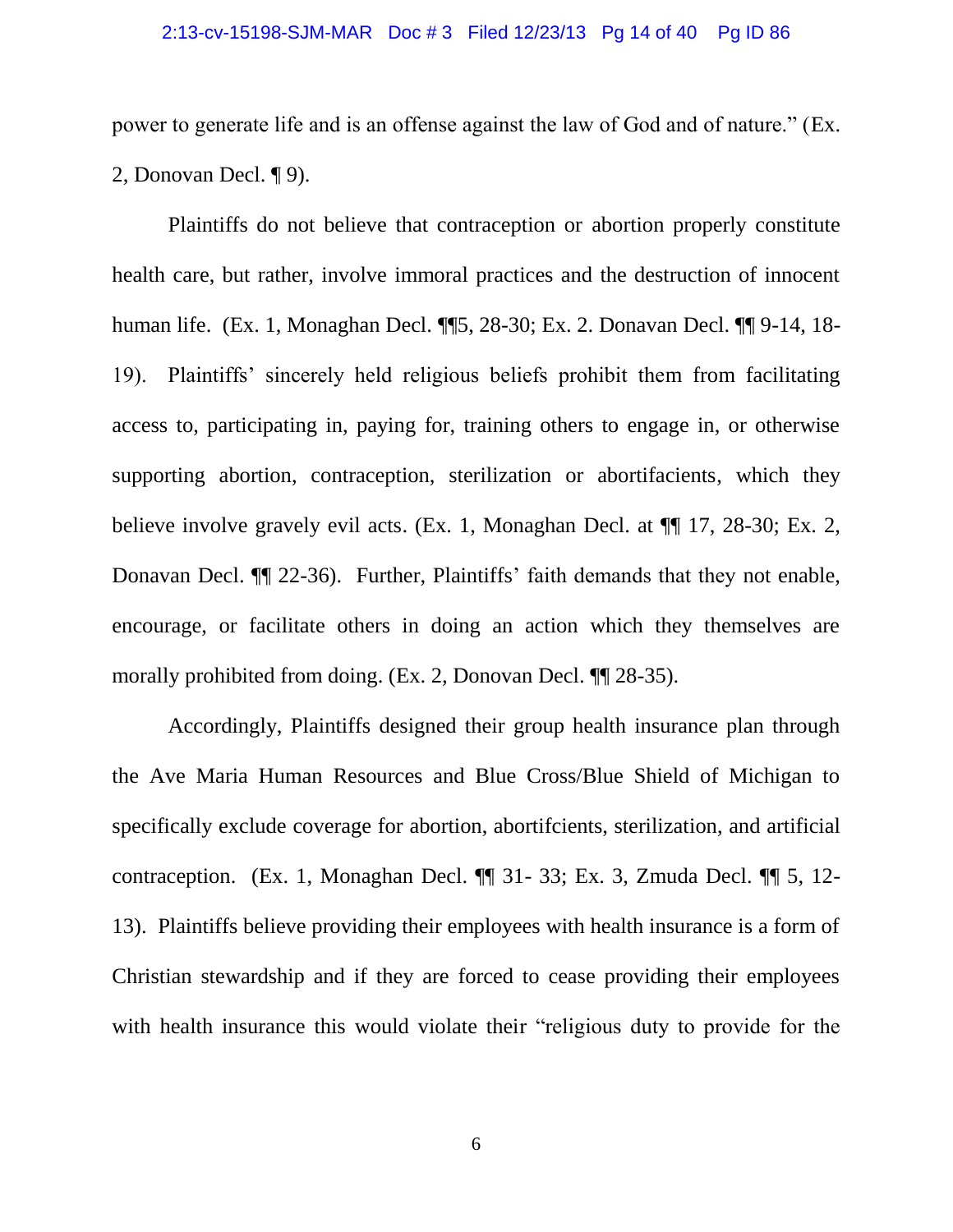power to generate life and is an offense against the law of God and of nature." (Ex. 2, Donovan Decl. ¶ 9).

Plaintiffs do not believe that contraception or abortion properly constitute health care, but rather, involve immoral practices and the destruction of innocent human life. (Ex. 1, Monaghan Decl. ¶¶5, 28-30; Ex. 2. Donavan Decl. ¶¶ 9-14, 18-19). Plaintiffs' sincerely held religious beliefs prohibit them from facilitating access to, participating in, paying for, training others to engage in, or otherwise supporting abortion, contraception, sterilization or abortifacients, which they believe involve gravely evil acts. (Ex. 1, Monaghan Decl. at ¶¶ 17, 28-30; Ex. 2, Donavan Decl. ¶¶ 22-36). Further, Plaintiffs' faith demands that they not enable, encourage, or facilitate others in doing an action which they themselves are morally prohibited from doing. (Ex. 2, Donovan Decl. ¶¶ 28-35).

Accordingly, Plaintiffs designed their group health insurance plan through the Ave Maria Human Resources and Blue Cross/Blue Shield of Michigan to specifically exclude coverage for abortion, abortifcients, sterilization, and artificial contraception. (Ex. 1, Monaghan Decl. ¶¶ 31- 33; Ex. 3, Zmuda Decl. ¶¶ 5, 12-13). Plaintiffs believe providing their employees with health insurance is a form of Christian stewardship and if they are forced to cease providing their employees with health insurance this would violate their "religious duty to provide for the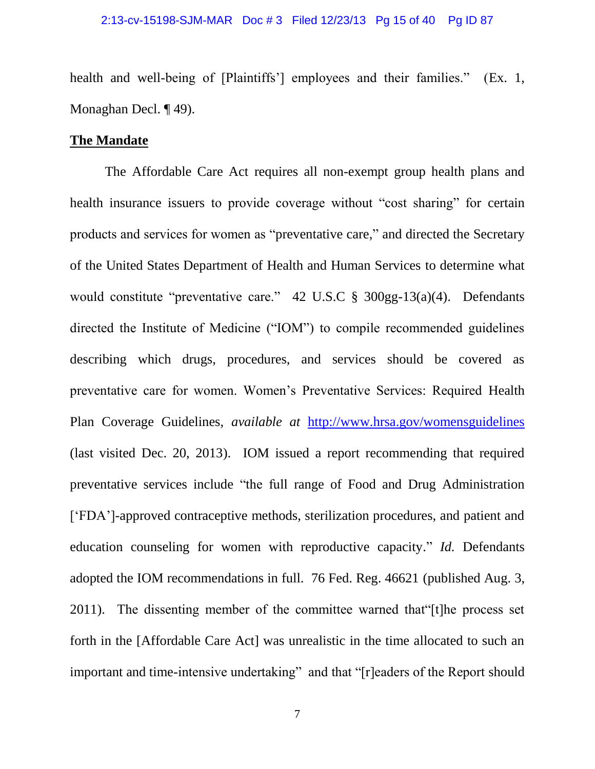health and well-being of [Plaintiffs'] employees and their families." (Ex. 1, Monaghan Decl. ¶ 49).

**The Mandate**

The Affordable Care Act requires all non-exempt group health plans and health insurance issuers to provide coverage without "cost sharing" for certain products and services for women as "preventative care," and directed the Secretary of the United States Department of Health and Human Services to determine what would constitute "preventative care." 42 U.S.C § 300gg-13(a)(4). Defendants directed the Institute of Medicine ("IOM") to compile recommended guidelines describing which drugs, procedures, and services should be covered as preventative care for women. Women's Preventative Services: Required Health Plan Coverage Guidelines, *available at* http://www.hrsa.gov/womensguidelines (last visited Dec. 20, 2013). IOM issued a report recommending that required preventative services include "the full range of Food and Drug Administration ['FDA']-approved contraceptive methods, sterilization procedures, and patient and education counseling for women with reproductive capacity." *Id.* Defendants adopted the IOM recommendations in full. 76 Fed. Reg. 46621 (published Aug. 3, 2011). The dissenting member of the committee warned that"[t]he process set forth in the [Affordable Care Act] was unrealistic in the time allocated to such an important and time-intensive undertaking" and that "[r]eaders of the Report should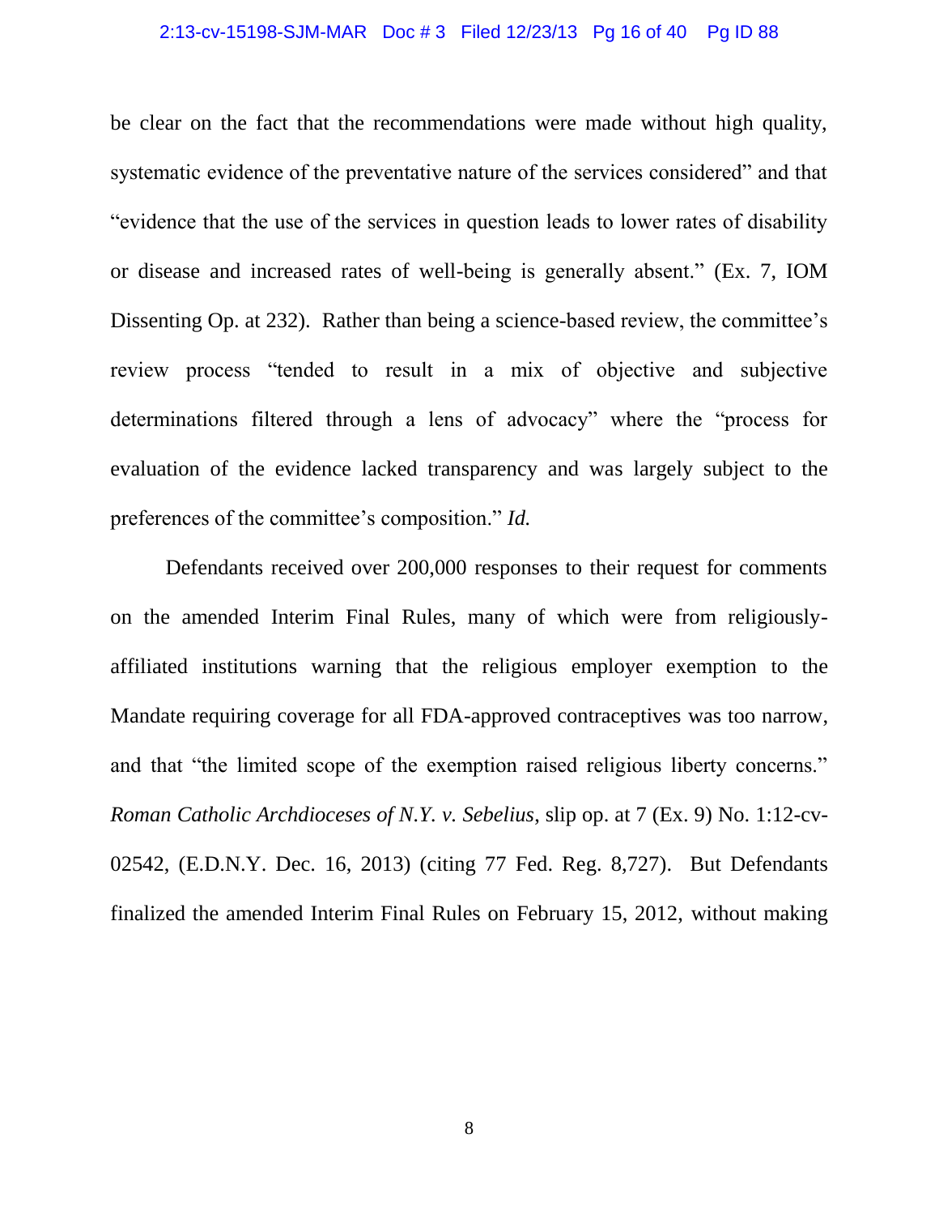be clear on the fact that the recommendations were made without high quality, systematic evidence of the preventative nature of the services considered" and that "evidence that the use of the services in question leads to lower rates of disability or disease and increased rates of well-being is generally absent." (Ex. 7, IOM Dissenting Op. at 232). Rather than being a science-based review, the committee's review process "tended to result in a mix of objective and subjective determinations filtered through a lens of advocacy" where the "process for evaluation of the evidence lacked transparency and was largely subject to the preferences of the committee's composition." *Id.*

Defendants received over 200,000 responses to their request for comments on the amended Interim Final Rules, many of which were from religiously-affiliated institutions warning that the religious employer exemption to the Mandate requiring coverage for all FDA-approved contraceptives was too narrow, and that "the limited scope of the exemption raised religious liberty concerns." *Roman Catholic Archdioceses of N.Y. v. Sebelius*, slip op. at 7 (Ex. 9) No. 1:12-cv-02542, (E.D.N.Y. Dec. 16, 2013) (citing 77 Fed. Reg. 8,727). But Defendants finalized the amended Interim Final Rules on February 15, 2012, without making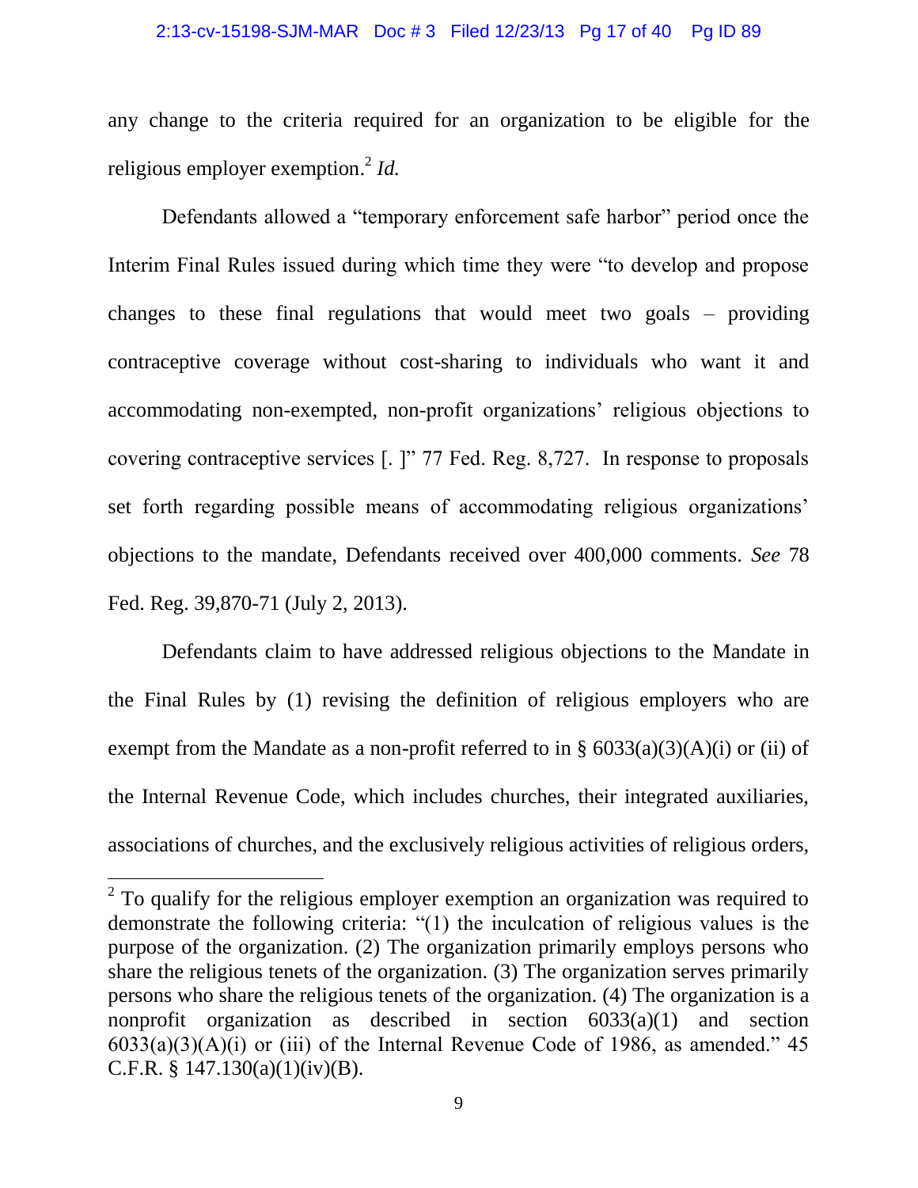any change to the criteria required for an organization to be eligible for the religious employer exemption.[2] *Id.*

Defendants allowed a "temporary enforcement safe harbor" period once the Interim Final Rules issued during which time they were "to develop and propose changes to these final regulations that would meet two goals – providing contraceptive coverage without cost-sharing to individuals who want it and accommodating non-exempted, non-profit organizations' religious objections to covering contraceptive services [. ]" 77 Fed. Reg. 8,727. In response to proposals set forth regarding possible means of accommodating religious organizations' objections to the mandate, Defendants received over 400,000 comments. *See* 78 Fed. Reg. 39,870-71 (July 2, 2013).

Defendants claim to have addressed religious objections to the Mandate in the Final Rules by (1) revising the definition of religious employers who are exempt from the Mandate as a non-profit referred to in § 6033(a)(3)(A)(i) or (ii) of the Internal Revenue Code, which includes churches, their integrated auxiliaries, associations of churches, and the exclusively religious activities of religious orders,

---

[2] To qualify for the religious employer exemption an organization was required to demonstrate the following criteria: "(1) the inculcation of religious values is the purpose of the organization. (2) The organization primarily employs persons who share the religious tenets of the organization. (3) The organization serves primarily persons who share the religious tenets of the organization. (4) The organization is a nonprofit organization as described in section 6033(a)(1) and section 6033(a)(3)(A)(i) or (iii) of the Internal Revenue Code of 1986, as amended." 45 C.F.R. § 147.130(a)(1)(iv)(B).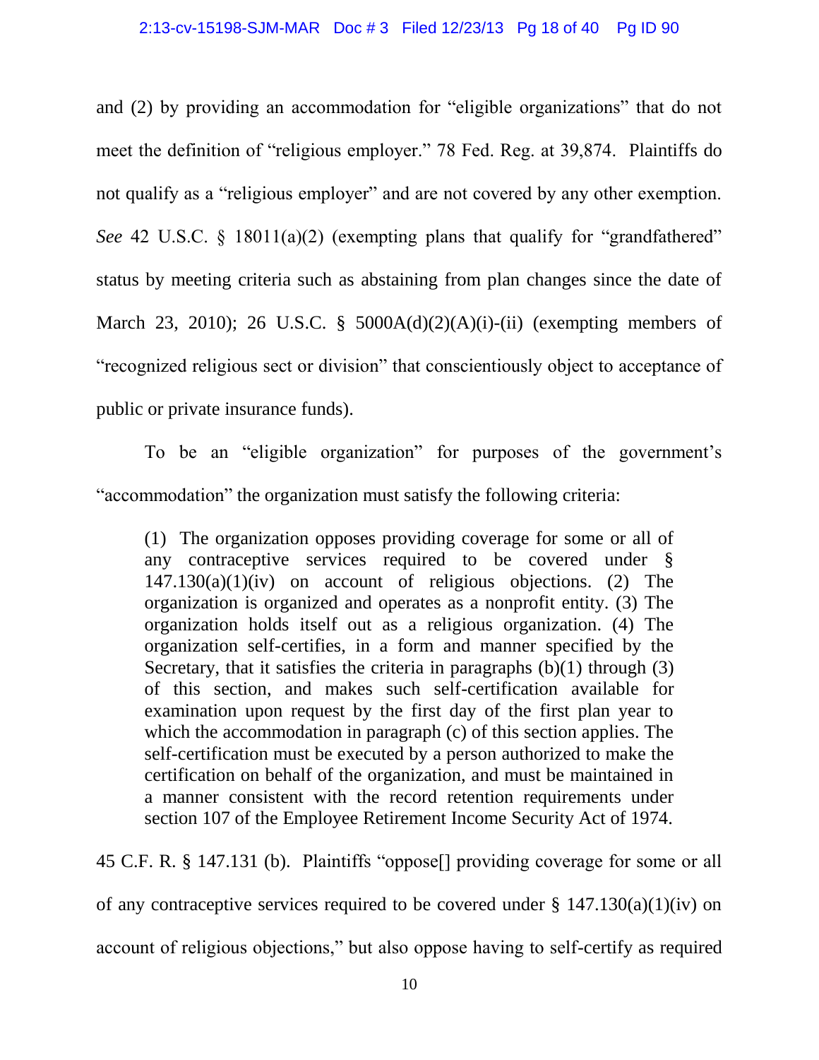and (2) by providing an accommodation for "eligible organizations" that do not meet the definition of "religious employer." 78 Fed. Reg. at 39,874. Plaintiffs do not qualify as a "religious employer" and are not covered by any other exemption. *See* 42 U.S.C. § 18011(a)(2) (exempting plans that qualify for "grandfathered" status by meeting criteria such as abstaining from plan changes since the date of March 23, 2010); 26 U.S.C. § 5000A(d)(2)(A)(i)-(ii) (exempting members of "recognized religious sect or division" that conscientiously object to acceptance of public or private insurance funds).

To be an "eligible organization" for purposes of the government's "accommodation" the organization must satisfy the following criteria:

> (1) The organization opposes providing coverage for some or all of any contraceptive services required to be covered under § 147.130(a)(1)(iv) on account of religious objections. (2) The organization is organized and operates as a nonprofit entity. (3) The organization holds itself out as a religious organization. (4) The organization self-certifies, in a form and manner specified by the Secretary, that it satisfies the criteria in paragraphs (b)(1) through (3) of this section, and makes such self-certification available for examination upon request by the first day of the first plan year to which the accommodation in paragraph (c) of this section applies. The self-certification must be executed by a person authorized to make the certification on behalf of the organization, and must be maintained in a manner consistent with the record retention requirements under section 107 of the Employee Retirement Income Security Act of 1974.

45 C.F. R. § 147.131 (b). Plaintiffs "oppose[] providing coverage for some or all of any contraceptive services required to be covered under § 147.130(a)(1)(iv) on account of religious objections," but also oppose having to self-certify as required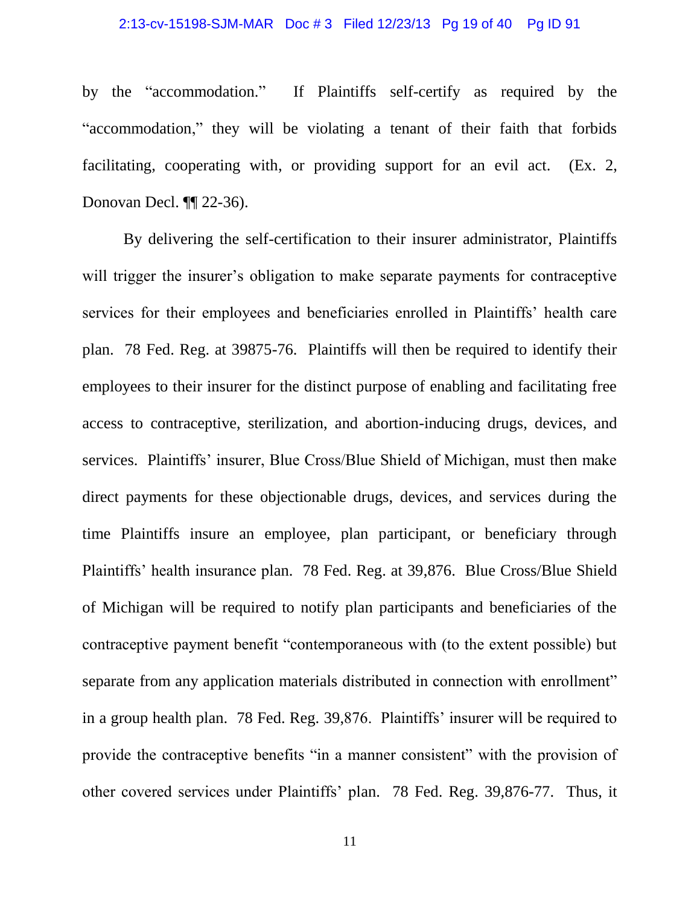by the "accommodation." If Plaintiffs self-certify as required by the "accommodation," they will be violating a tenant of their faith that forbids facilitating, cooperating with, or providing support for an evil act. (Ex. 2, Donovan Decl. ¶¶ 22-36).

By delivering the self-certification to their insurer administrator, Plaintiffs will trigger the insurer's obligation to make separate payments for contraceptive services for their employees and beneficiaries enrolled in Plaintiffs' health care plan. 78 Fed. Reg. at 39875-76. Plaintiffs will then be required to identify their employees to their insurer for the distinct purpose of enabling and facilitating free access to contraceptive, sterilization, and abortion-inducing drugs, devices, and services. Plaintiffs' insurer, Blue Cross/Blue Shield of Michigan, must then make direct payments for these objectionable drugs, devices, and services during the time Plaintiffs insure an employee, plan participant, or beneficiary through Plaintiffs' health insurance plan. 78 Fed. Reg. at 39,876. Blue Cross/Blue Shield of Michigan will be required to notify plan participants and beneficiaries of the contraceptive payment benefit "contemporaneous with (to the extent possible) but separate from any application materials distributed in connection with enrollment" in a group health plan. 78 Fed. Reg. 39,876. Plaintiffs' insurer will be required to provide the contraceptive benefits "in a manner consistent" with the provision of other covered services under Plaintiffs' plan. 78 Fed. Reg. 39,876-77. Thus, it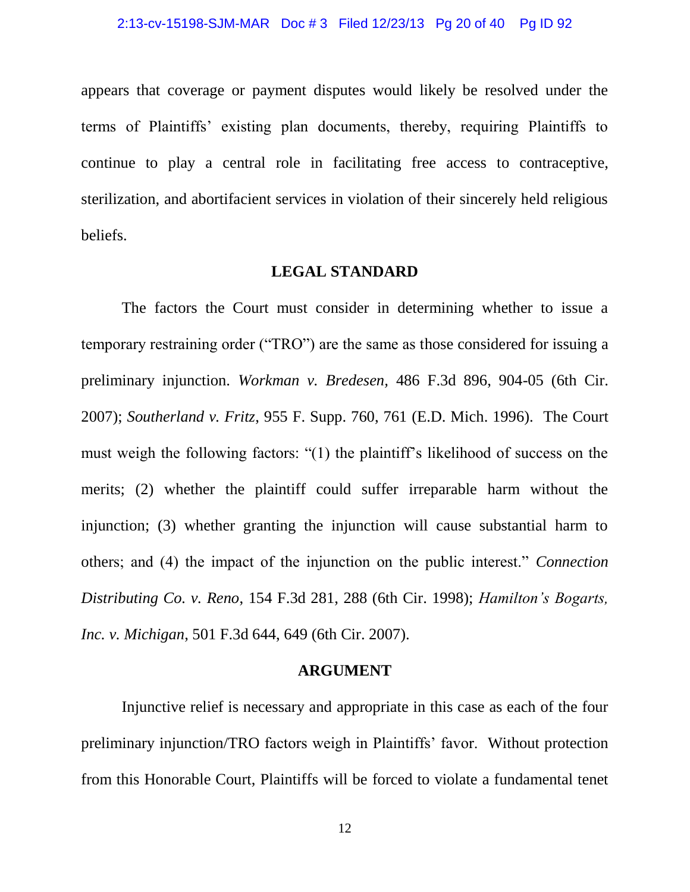appears that coverage or payment disputes would likely be resolved under the terms of Plaintiffs' existing plan documents, thereby, requiring Plaintiffs to continue to play a central role in facilitating free access to contraceptive, sterilization, and abortifacient services in violation of their sincerely held religious beliefs.

## LEGAL STANDARD

The factors the Court must consider in determining whether to issue a temporary restraining order ("TRO") are the same as those considered for issuing a preliminary injunction. *Workman v. Bredesen,* 486 F.3d 896, 904-05 (6th Cir. 2007); *Southerland v. Fritz,* 955 F. Supp. 760, 761 (E.D. Mich. 1996). The Court must weigh the following factors: "(1) the plaintiff's likelihood of success on the merits; (2) whether the plaintiff could suffer irreparable harm without the injunction; (3) whether granting the injunction will cause substantial harm to others; and (4) the impact of the injunction on the public interest." *Connection Distributing Co. v. Reno*, 154 F.3d 281, 288 (6th Cir. 1998); *Hamilton's Bogarts, Inc. v. Michigan*, 501 F.3d 644, 649 (6th Cir. 2007).

## ARGUMENT

Injunctive relief is necessary and appropriate in this case as each of the four preliminary injunction/TRO factors weigh in Plaintiffs' favor. Without protection from this Honorable Court, Plaintiffs will be forced to violate a fundamental tenet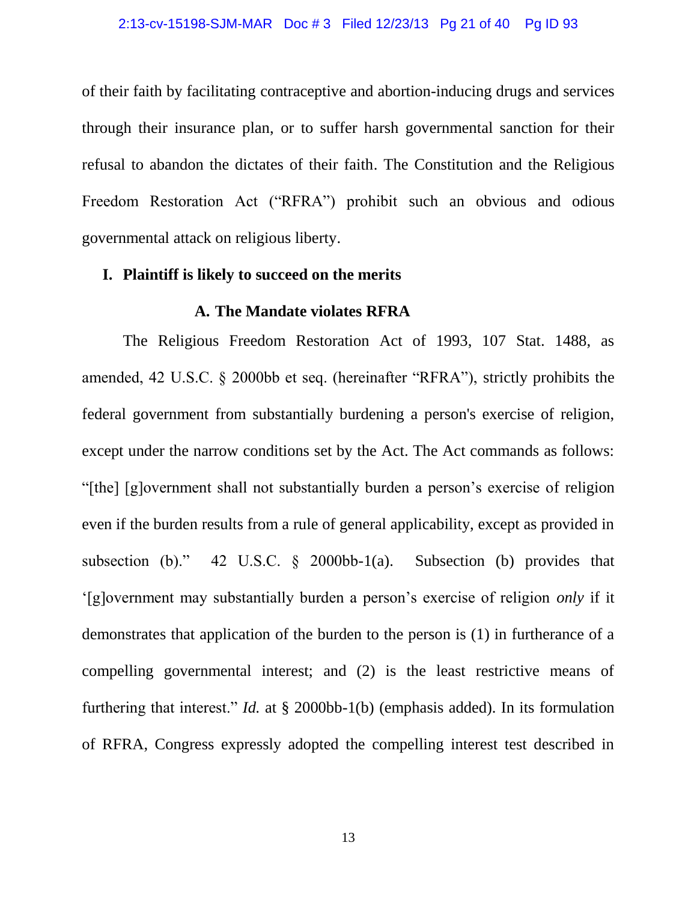of their faith by facilitating contraceptive and abortion-inducing drugs and services through their insurance plan, or to suffer harsh governmental sanction for their refusal to abandon the dictates of their faith. The Constitution and the Religious Freedom Restoration Act ("RFRA") prohibit such an obvious and odious governmental attack on religious liberty.

## I. Plaintiff is likely to succeed on the merits

### A. The Mandate violates RFRA

The Religious Freedom Restoration Act of 1993, 107 Stat. 1488, as amended, 42 U.S.C. § 2000bb et seq. (hereinafter "RFRA"), strictly prohibits the federal government from substantially burdening a person's exercise of religion, except under the narrow conditions set by the Act. The Act commands as follows: "[the] [g]overnment shall not substantially burden a person's exercise of religion even if the burden results from a rule of general applicability, except as provided in subsection (b)." 42 U.S.C. § 2000bb-1(a). Subsection (b) provides that '[g]overnment may substantially burden a person's exercise of religion *only* if it demonstrates that application of the burden to the person is (1) in furtherance of a compelling governmental interest; and (2) is the least restrictive means of furthering that interest." *Id.* at § 2000bb-1(b) (emphasis added). In its formulation of RFRA, Congress expressly adopted the compelling interest test described in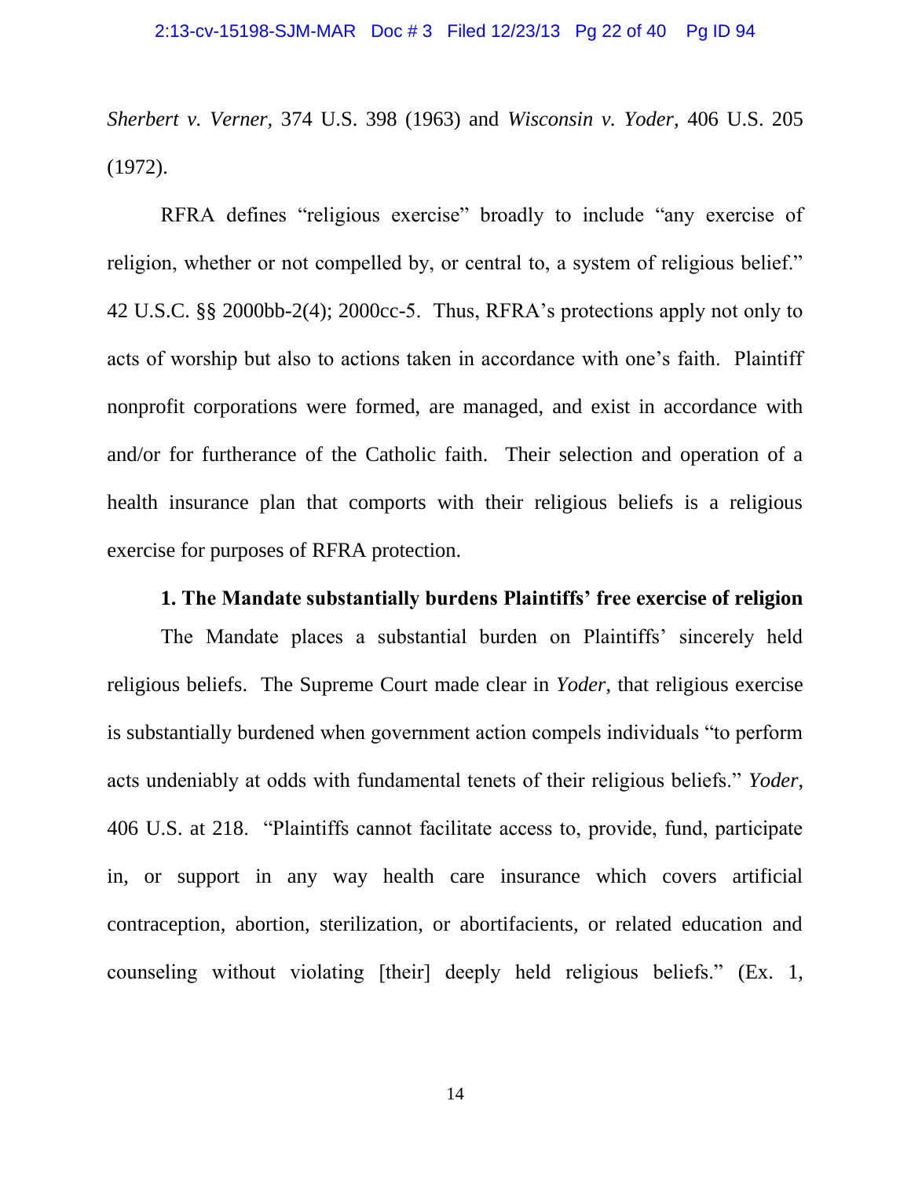*Sherbert v. Verner,* 374 U.S. 398 (1963) and *Wisconsin v. Yoder,* 406 U.S. 205 (1972).

RFRA defines "religious exercise" broadly to include "any exercise of religion, whether or not compelled by, or central to, a system of religious belief." 42 U.S.C. §§ 2000bb-2(4); 2000cc-5. Thus, RFRA's protections apply not only to acts of worship but also to actions taken in accordance with one's faith. Plaintiff nonprofit corporations were formed, are managed, and exist in accordance with and/or for furtherance of the Catholic faith. Their selection and operation of a health insurance plan that comports with their religious beliefs is a religious exercise for purposes of RFRA protection.

**1. The Mandate substantially burdens Plaintiffs' free exercise of religion**

The Mandate places a substantial burden on Plaintiffs' sincerely held religious beliefs. The Supreme Court made clear in *Yoder*, that religious exercise is substantially burdened when government action compels individuals "to perform acts undeniably at odds with fundamental tenets of their religious beliefs." *Yoder*, 406 U.S. at 218. "Plaintiffs cannot facilitate access to, provide, fund, participate in, or support in any way health care insurance which covers artificial contraception, abortion, sterilization, or abortifacients, or related education and counseling without violating [their] deeply held religious beliefs." (Ex. 1,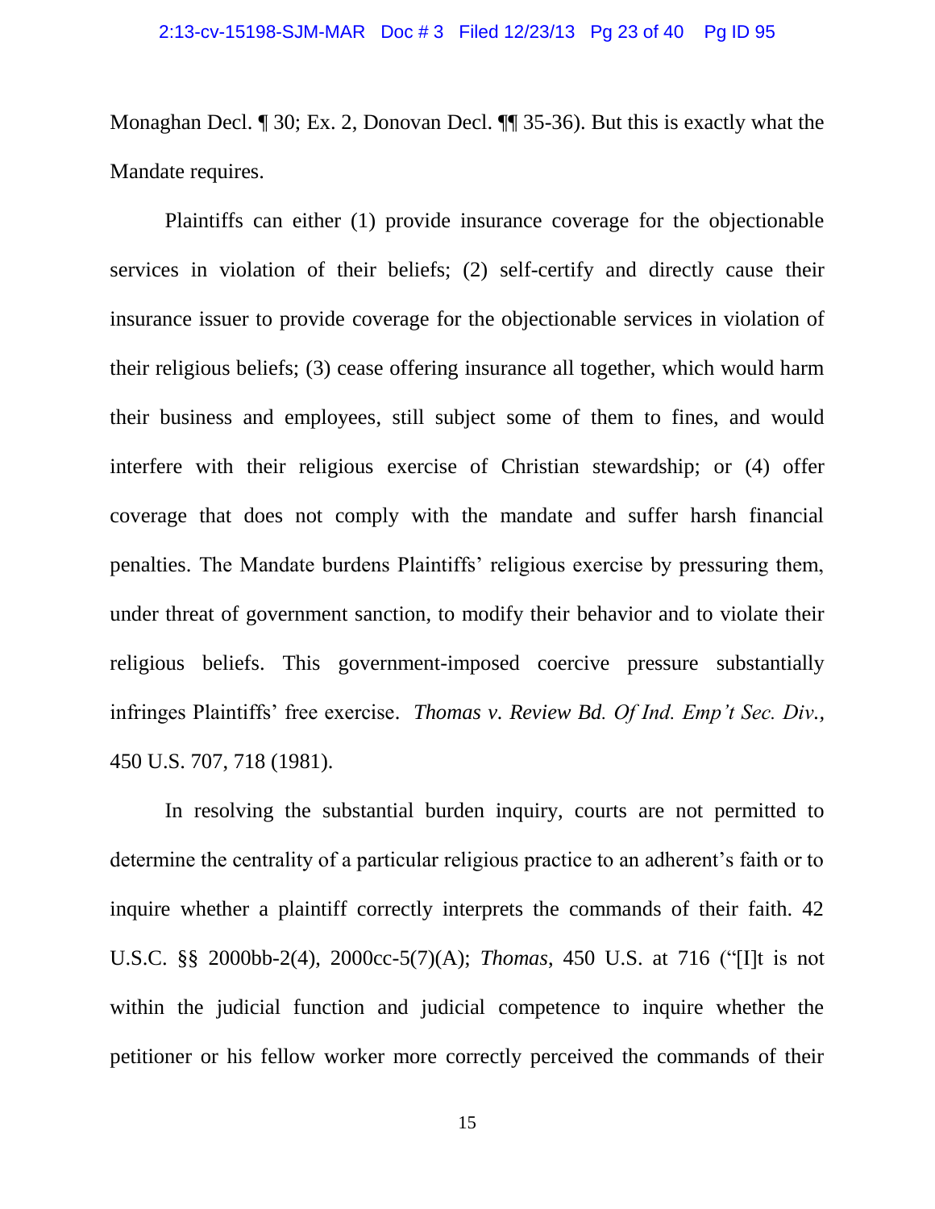Monaghan Decl. ¶ 30; Ex. 2, Donovan Decl. ¶¶ 35-36). But this is exactly what the Mandate requires.

Plaintiffs can either (1) provide insurance coverage for the objectionable services in violation of their beliefs; (2) self-certify and directly cause their insurance issuer to provide coverage for the objectionable services in violation of their religious beliefs; (3) cease offering insurance all together, which would harm their business and employees, still subject some of them to fines, and would interfere with their religious exercise of Christian stewardship; or (4) offer coverage that does not comply with the mandate and suffer harsh financial penalties. The Mandate burdens Plaintiffs' religious exercise by pressuring them, under threat of government sanction, to modify their behavior and to violate their religious beliefs. This government-imposed coercive pressure substantially infringes Plaintiffs' free exercise. *Thomas v. Review Bd. Of Ind. Emp't Sec. Div.*, 450 U.S. 707, 718 (1981).

In resolving the substantial burden inquiry, courts are not permitted to determine the centrality of a particular religious practice to an adherent's faith or to inquire whether a plaintiff correctly interprets the commands of their faith. 42 U.S.C. §§ 2000bb-2(4), 2000cc-5(7)(A); *Thomas*, 450 U.S. at 716 ("[I]t is not within the judicial function and judicial competence to inquire whether the petitioner or his fellow worker more correctly perceived the commands of their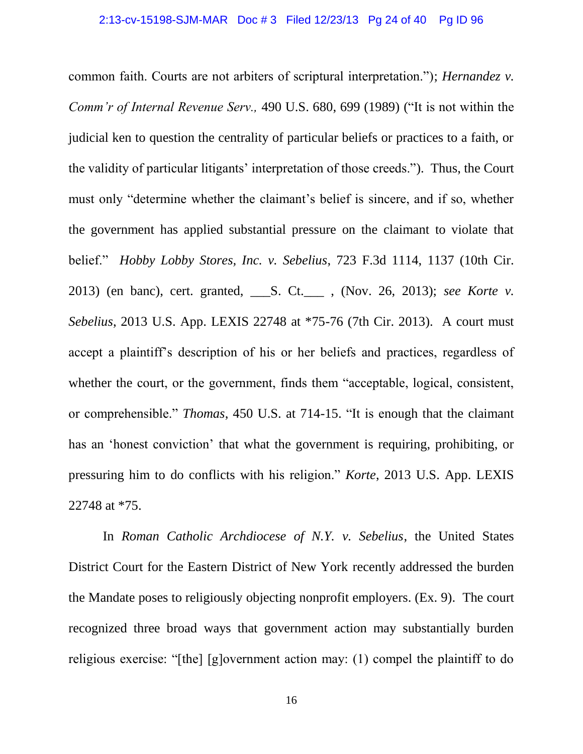common faith. Courts are not arbiters of scriptural interpretation."); *Hernandez v. Comm'r of Internal Revenue Serv.,* 490 U.S. 680, 699 (1989) ("It is not within the judicial ken to question the centrality of particular beliefs or practices to a faith, or the validity of particular litigants' interpretation of those creeds."). Thus, the Court must only "determine whether the claimant's belief is sincere, and if so, whether the government has applied substantial pressure on the claimant to violate that belief." *Hobby Lobby Stores, Inc. v. Sebelius*, 723 F.3d 1114, 1137 (10th Cir. 2013) (en banc), cert. granted, ___S. Ct.___ , (Nov. 26, 2013); *see Korte v. Sebelius*, 2013 U.S. App. LEXIS 22748 at *75-76 (7th Cir. 2013). A court must accept a plaintiff's description of his or her beliefs and practices, regardless of whether the court, or the government, finds them "acceptable, logical, consistent, or comprehensible." *Thomas*, 450 U.S. at 714-15. "It is enough that the claimant has an 'honest conviction' that what the government is requiring, prohibiting, or pressuring him to do conflicts with his religion." *Korte*, 2013 U.S. App. LEXIS 22748 at *75.

In *Roman Catholic Archdiocese of N.Y. v. Sebelius*, the United States District Court for the Eastern District of New York recently addressed the burden the Mandate poses to religiously objecting nonprofit employers. (Ex. 9). The court recognized three broad ways that government action may substantially burden religious exercise: "[the] [g]overnment action may: (1) compel the plaintiff to do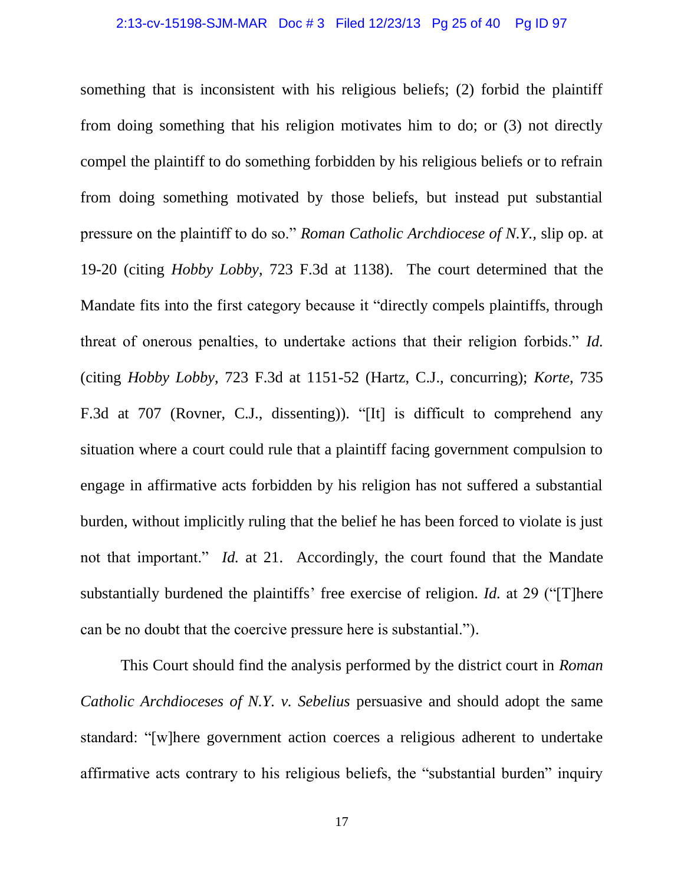something that is inconsistent with his religious beliefs; (2) forbid the plaintiff from doing something that his religion motivates him to do; or (3) not directly compel the plaintiff to do something forbidden by his religious beliefs or to refrain from doing something motivated by those beliefs, but instead put substantial pressure on the plaintiff to do so." *Roman Catholic Archdiocese of N.Y.*, slip op. at 19-20 (citing *Hobby Lobby*, 723 F.3d at 1138). The court determined that the Mandate fits into the first category because it "directly compels plaintiffs, through threat of onerous penalties, to undertake actions that their religion forbids." *Id.* (citing *Hobby Lobby*, 723 F.3d at 1151-52 (Hartz, C.J., concurring); *Korte*, 735 F.3d at 707 (Rovner, C.J., dissenting)). "[It] is difficult to comprehend any situation where a court could rule that a plaintiff facing government compulsion to engage in affirmative acts forbidden by his religion has not suffered a substantial burden, without implicitly ruling that the belief he has been forced to violate is just not that important." *Id.* at 21. Accordingly, the court found that the Mandate substantially burdened the plaintiffs' free exercise of religion. *Id.* at 29 ("[T]here can be no doubt that the coercive pressure here is substantial.").

This Court should find the analysis performed by the district court in *Roman Catholic Archdioceses of N.Y. v. Sebelius* persuasive and should adopt the same standard: "[w]here government action coerces a religious adherent to undertake affirmative acts contrary to his religious beliefs, the "substantial burden" inquiry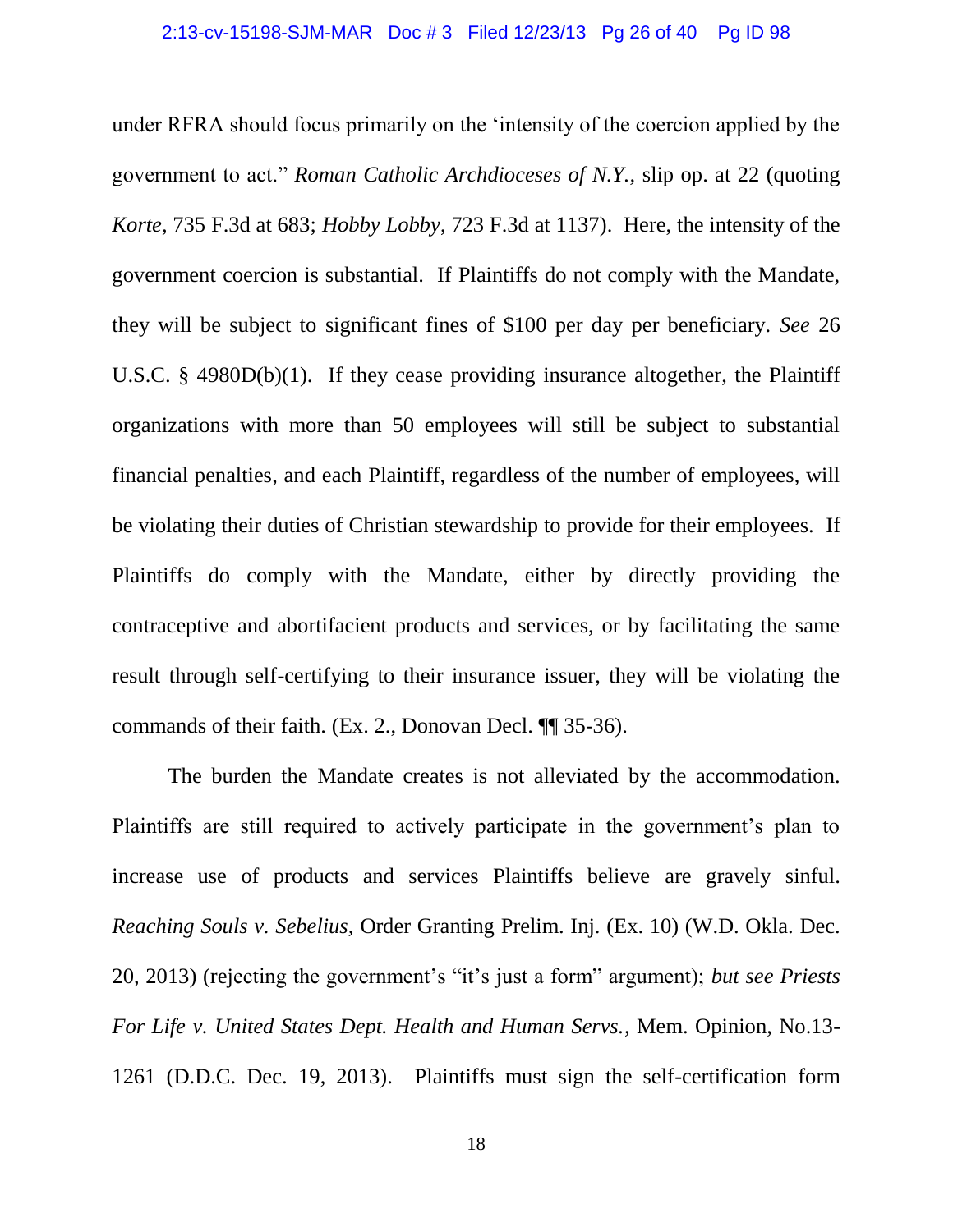under RFRA should focus primarily on the 'intensity of the coercion applied by the government to act." *Roman Catholic Archdioceses of N.Y.*, slip op. at 22 (quoting *Korte*, 735 F.3d at 683; *Hobby Lobby*, 723 F.3d at 1137). Here, the intensity of the government coercion is substantial. If Plaintiffs do not comply with the Mandate, they will be subject to significant fines of $100 per day per beneficiary. *See* 26 U.S.C. § 4980D(b)(1). If they cease providing insurance altogether, the Plaintiff organizations with more than 50 employees will still be subject to substantial financial penalties, and each Plaintiff, regardless of the number of employees, will be violating their duties of Christian stewardship to provide for their employees. If Plaintiffs do comply with the Mandate, either by directly providing the contraceptive and abortifacient products and services, or by facilitating the same result through self-certifying to their insurance issuer, they will be violating the commands of their faith. (Ex. 2., Donovan Decl. ¶¶ 35-36).

The burden the Mandate creates is not alleviated by the accommodation. Plaintiffs are still required to actively participate in the government's plan to increase use of products and services Plaintiffs believe are gravely sinful. *Reaching Souls v. Sebelius*, Order Granting Prelim. Inj. (Ex. 10) (W.D. Okla. Dec. 20, 2013) (rejecting the government's "it's just a form" argument); *but see Priests For Life v. United States Dept. Health and Human Servs.*, Mem. Opinion, No.13-1261 (D.D.C. Dec. 19, 2013). Plaintiffs must sign the self-certification form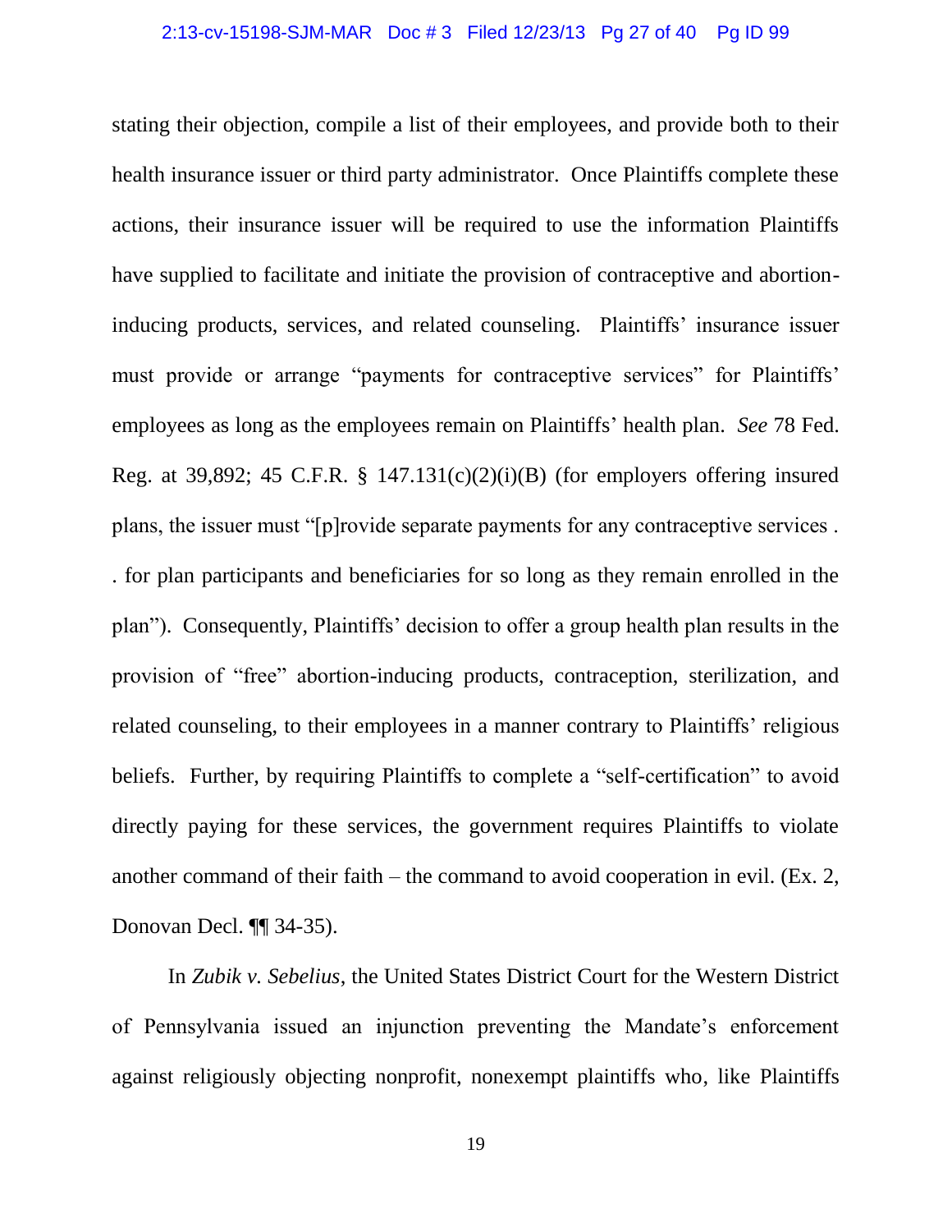stating their objection, compile a list of their employees, and provide both to their health insurance issuer or third party administrator. Once Plaintiffs complete these actions, their insurance issuer will be required to use the information Plaintiffs have supplied to facilitate and initiate the provision of contraceptive and abortion-inducing products, services, and related counseling. Plaintiffs' insurance issuer must provide or arrange "payments for contraceptive services" for Plaintiffs' employees as long as the employees remain on Plaintiffs' health plan. *See* 78 Fed. Reg. at 39,892; 45 C.F.R. § 147.131(c)(2)(i)(B) (for employers offering insured plans, the issuer must "[p]rovide separate payments for any contraceptive services . . . for plan participants and beneficiaries for so long as they remain enrolled in the plan"). Consequently, Plaintiffs' decision to offer a group health plan results in the provision of "free" abortion-inducing products, contraception, sterilization, and related counseling, to their employees in a manner contrary to Plaintiffs' religious beliefs. Further, by requiring Plaintiffs to complete a "self-certification" to avoid directly paying for these services, the government requires Plaintiffs to violate another command of their faith – the command to avoid cooperation in evil. (Ex. 2, Donovan Decl. ¶¶ 34-35).

In *Zubik v. Sebelius*, the United States District Court for the Western District of Pennsylvania issued an injunction preventing the Mandate's enforcement against religiously objecting nonprofit, nonexempt plaintiffs who, like Plaintiffs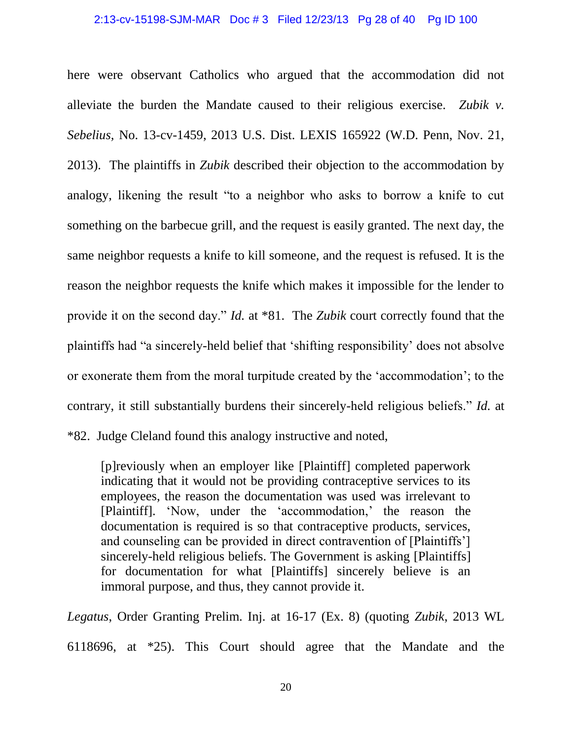here were observant Catholics who argued that the accommodation did not alleviate the burden the Mandate caused to their religious exercise. *Zubik v. Sebelius*, No. 13-cv-1459, 2013 U.S. Dist. LEXIS 165922 (W.D. Penn, Nov. 21, 2013). The plaintiffs in *Zubik* described their objection to the accommodation by analogy, likening the result "to a neighbor who asks to borrow a knife to cut something on the barbecue grill, and the request is easily granted. The next day, the same neighbor requests a knife to kill someone, and the request is refused. It is the reason the neighbor requests the knife which makes it impossible for the lender to provide it on the second day." *Id.* at *81. The *Zubik* court correctly found that the plaintiffs had "a sincerely-held belief that 'shifting responsibility' does not absolve or exonerate them from the moral turpitude created by the 'accommodation'; to the contrary, it still substantially burdens their sincerely-held religious beliefs." *Id.* at *82. Judge Cleland found this analogy instructive and noted,

> [p]reviously when an employer like [Plaintiff] completed paperwork indicating that it would not be providing contraceptive services to its employees, the reason the documentation was used was irrelevant to [Plaintiff]. 'Now, under the 'accommodation,' the reason the documentation is required is so that contraceptive products, services, and counseling can be provided in direct contravention of [Plaintiffs'] sincerely-held religious beliefs. The Government is asking [Plaintiffs] for documentation for what [Plaintiffs] sincerely believe is an immoral purpose, and thus, they cannot provide it.

*Legatus*, Order Granting Prelim. Inj. at 16-17 (Ex. 8) (quoting *Zubik*, 2013 WL 6118696, at *25). This Court should agree that the Mandate and the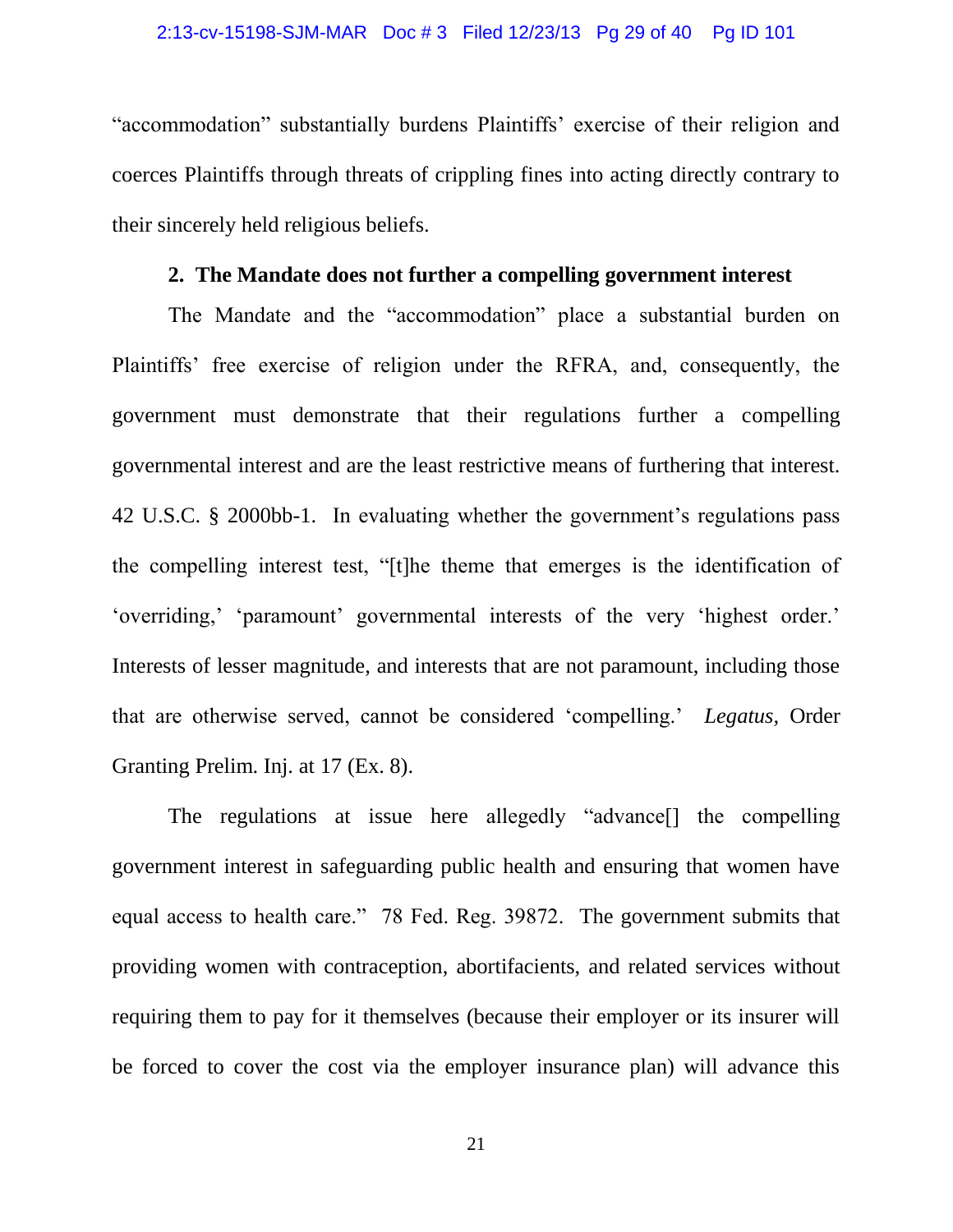"accommodation" substantially burdens Plaintiffs' exercise of their religion and coerces Plaintiffs through threats of crippling fines into acting directly contrary to their sincerely held religious beliefs.

**2. The Mandate does not further a compelling government interest**

The Mandate and the "accommodation" place a substantial burden on Plaintiffs' free exercise of religion under the RFRA, and, consequently, the government must demonstrate that their regulations further a compelling governmental interest and are the least restrictive means of furthering that interest. 42 U.S.C. § 2000bb-1. In evaluating whether the government's regulations pass the compelling interest test, "[t]he theme that emerges is the identification of 'overriding,' 'paramount' governmental interests of the very 'highest order.' Interests of lesser magnitude, and interests that are not paramount, including those that are otherwise served, cannot be considered 'compelling.' *Legatus*, Order Granting Prelim. Inj. at 17 (Ex. 8).

The regulations at issue here allegedly "advance[] the compelling government interest in safeguarding public health and ensuring that women have equal access to health care." 78 Fed. Reg. 39872. The government submits that providing women with contraception, abortifacients, and related services without requiring them to pay for it themselves (because their employer or its insurer will be forced to cover the cost via the employer insurance plan) will advance this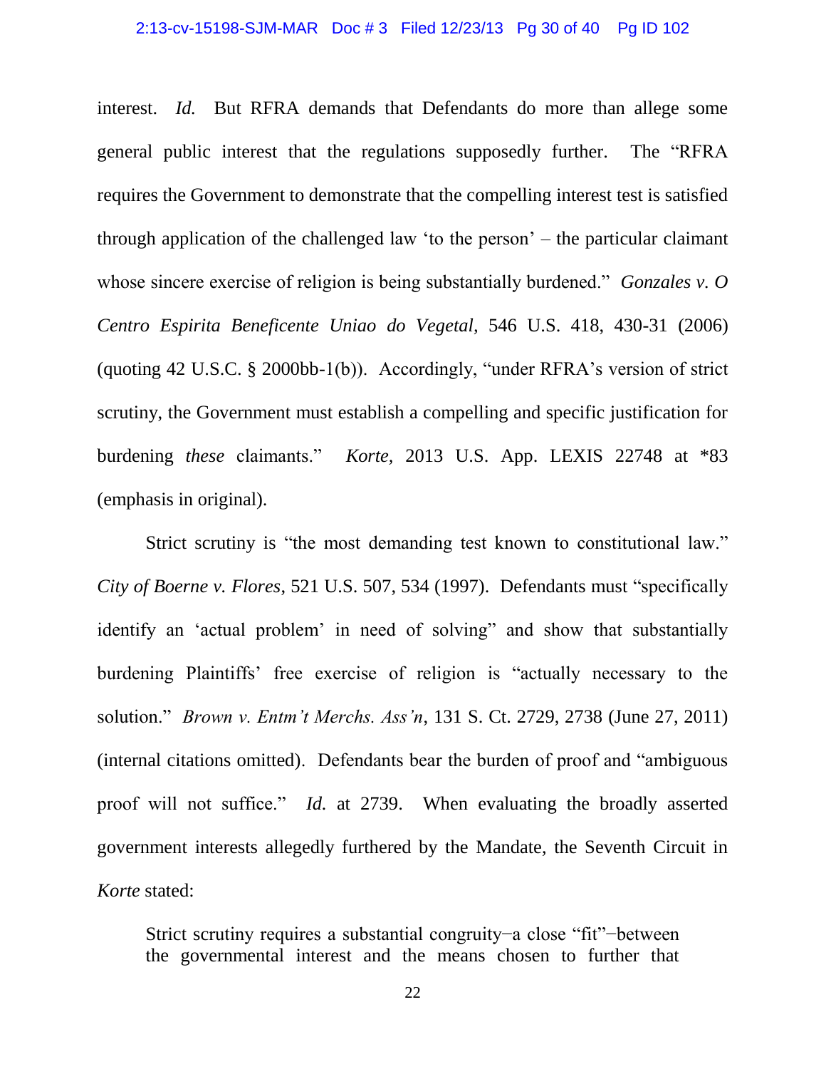interest. *Id.* But RFRA demands that Defendants do more than allege some general public interest that the regulations supposedly further. The "RFRA requires the Government to demonstrate that the compelling interest test is satisfied through application of the challenged law 'to the person' – the particular claimant whose sincere exercise of religion is being substantially burdened." *Gonzales v. O Centro Espirita Beneficente Uniao do Vegetal,* 546 U.S. 418, 430-31 (2006) (quoting 42 U.S.C. § 2000bb-1(b)). Accordingly, "under RFRA's version of strict scrutiny, the Government must establish a compelling and specific justification for burdening *these* claimants." *Korte,* 2013 U.S. App. LEXIS 22748 at *83 (emphasis in original).

Strict scrutiny is "the most demanding test known to constitutional law." *City of Boerne v. Flores*, 521 U.S. 507, 534 (1997). Defendants must "specifically identify an 'actual problem' in need of solving" and show that substantially burdening Plaintiffs' free exercise of religion is "actually necessary to the solution." *Brown v. Entm't Merchs. Ass'n*, 131 S. Ct. 2729, 2738 (June 27, 2011) (internal citations omitted). Defendants bear the burden of proof and "ambiguous proof will not suffice." *Id.* at 2739. When evaluating the broadly asserted government interests allegedly furthered by the Mandate, the Seventh Circuit in *Korte* stated:

> Strict scrutiny requires a substantial congruity–a close "fit"–between the governmental interest and the means chosen to further that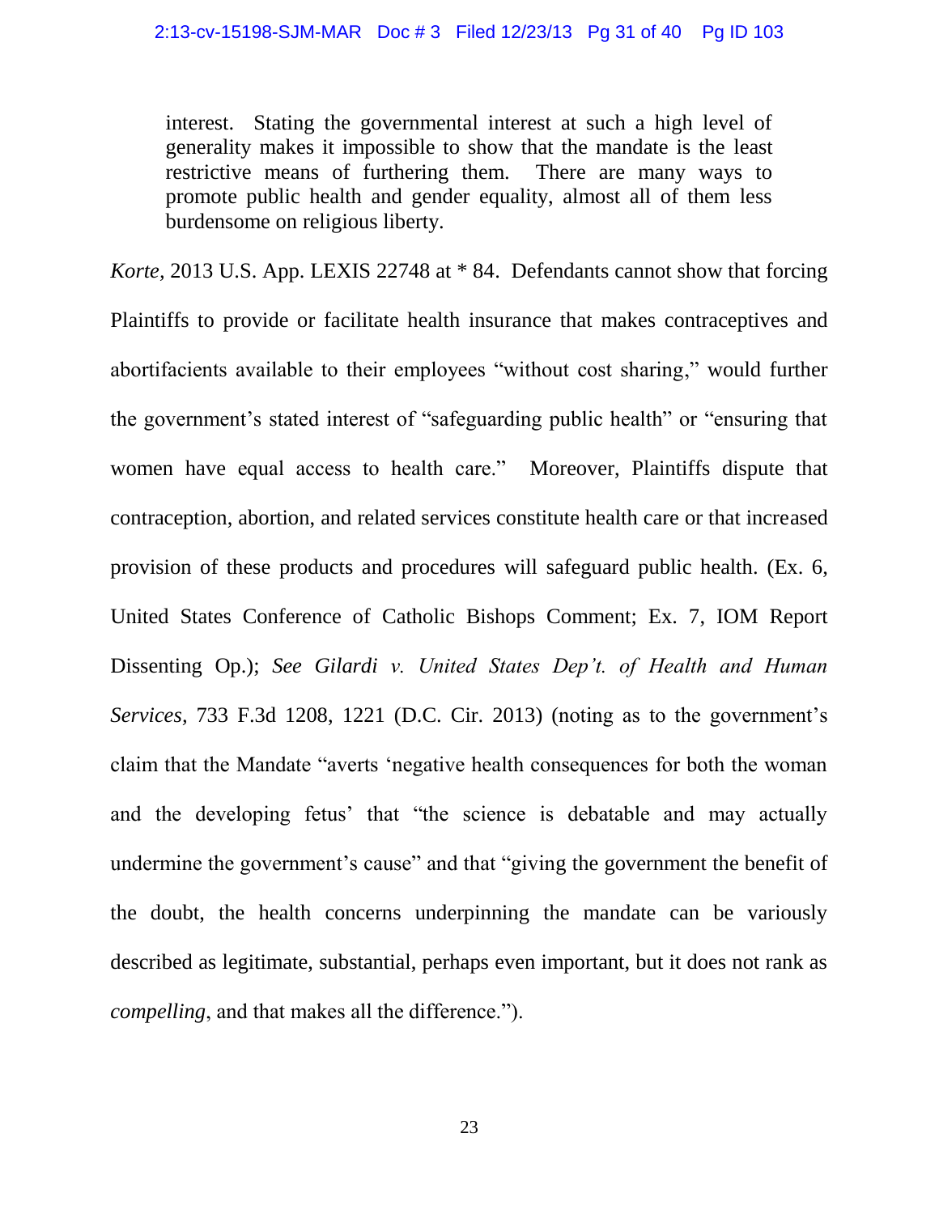> interest. Stating the governmental interest at such a high level of generality makes it impossible to show that the mandate is the least restrictive means of furthering them. There are many ways to promote public health and gender equality, almost all of them less burdensome on religious liberty.

*Korte*, 2013 U.S. App. LEXIS 22748 at * 84. Defendants cannot show that forcing Plaintiffs to provide or facilitate health insurance that makes contraceptives and abortifacients available to their employees "without cost sharing," would further the government's stated interest of "safeguarding public health" or "ensuring that women have equal access to health care." Moreover, Plaintiffs dispute that contraception, abortion, and related services constitute health care or that increased provision of these products and procedures will safeguard public health. (Ex. 6, United States Conference of Catholic Bishops Comment; Ex. 7, IOM Report Dissenting Op.); *See Gilardi v. United States Dep't. of Health and Human Services*, 733 F.3d 1208, 1221 (D.C. Cir. 2013) (noting as to the government's claim that the Mandate "averts 'negative health consequences for both the woman and the developing fetus' that "the science is debatable and may actually undermine the government's cause" and that "giving the government the benefit of the doubt, the health concerns underpinning the mandate can be variously described as legitimate, substantial, perhaps even important, but it does not rank as *compelling*, and that makes all the difference.").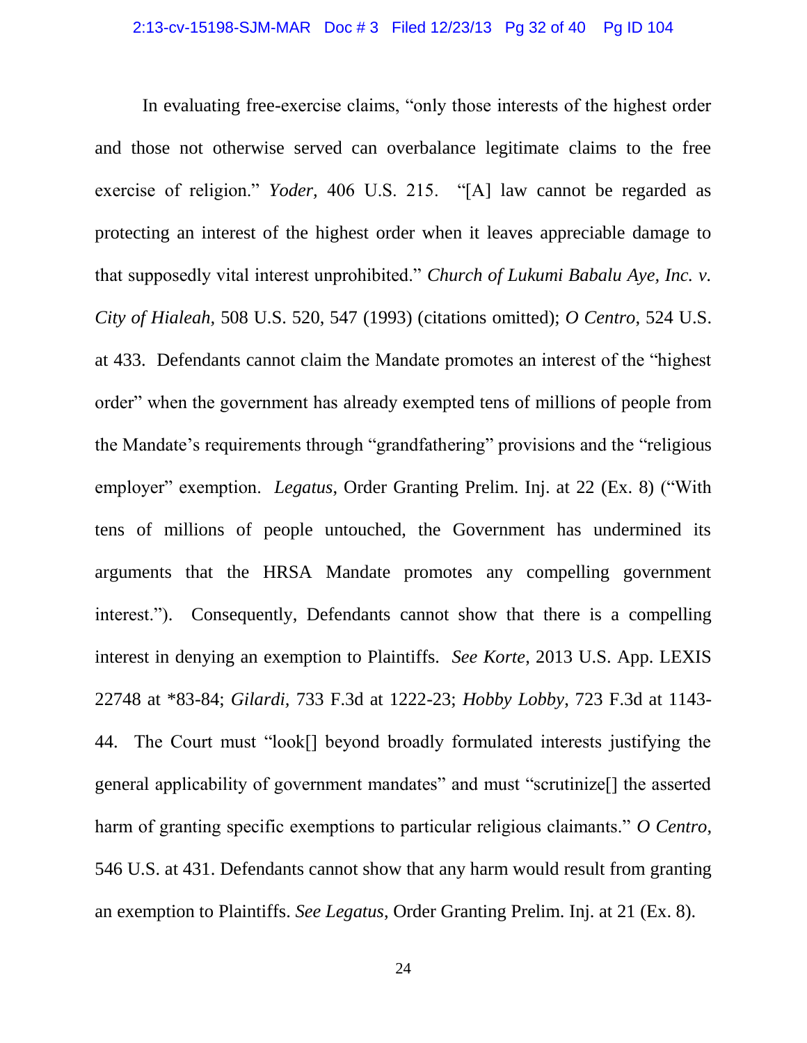In evaluating free-exercise claims, "only those interests of the highest order and those not otherwise served can overbalance legitimate claims to the free exercise of religion." *Yoder*, 406 U.S. 215. "[A] law cannot be regarded as protecting an interest of the highest order when it leaves appreciable damage to that supposedly vital interest unprohibited." *Church of Lukumi Babalu Aye, Inc. v. City of Hialeah,* 508 U.S. 520, 547 (1993) (citations omitted); *O Centro*, 524 U.S. at 433. Defendants cannot claim the Mandate promotes an interest of the "highest order" when the government has already exempted tens of millions of people from the Mandate's requirements through "grandfathering" provisions and the "religious employer" exemption. *Legatus*, Order Granting Prelim. Inj. at 22 (Ex. 8) ("With tens of millions of people untouched, the Government has undermined its arguments that the HRSA Mandate promotes any compelling government interest."). Consequently, Defendants cannot show that there is a compelling interest in denying an exemption to Plaintiffs. *See Korte*, 2013 U.S. App. LEXIS 22748 at *83-84; *Gilardi,* 733 F.3d at 1222-23; *Hobby Lobby*, 723 F.3d at 1143-44. The Court must "look[] beyond broadly formulated interests justifying the general applicability of government mandates" and must "scrutinize[] the asserted harm of granting specific exemptions to particular religious claimants." *O Centro*, 546 U.S. at 431. Defendants cannot show that any harm would result from granting an exemption to Plaintiffs. *See Legatus*, Order Granting Prelim. Inj. at 21 (Ex. 8).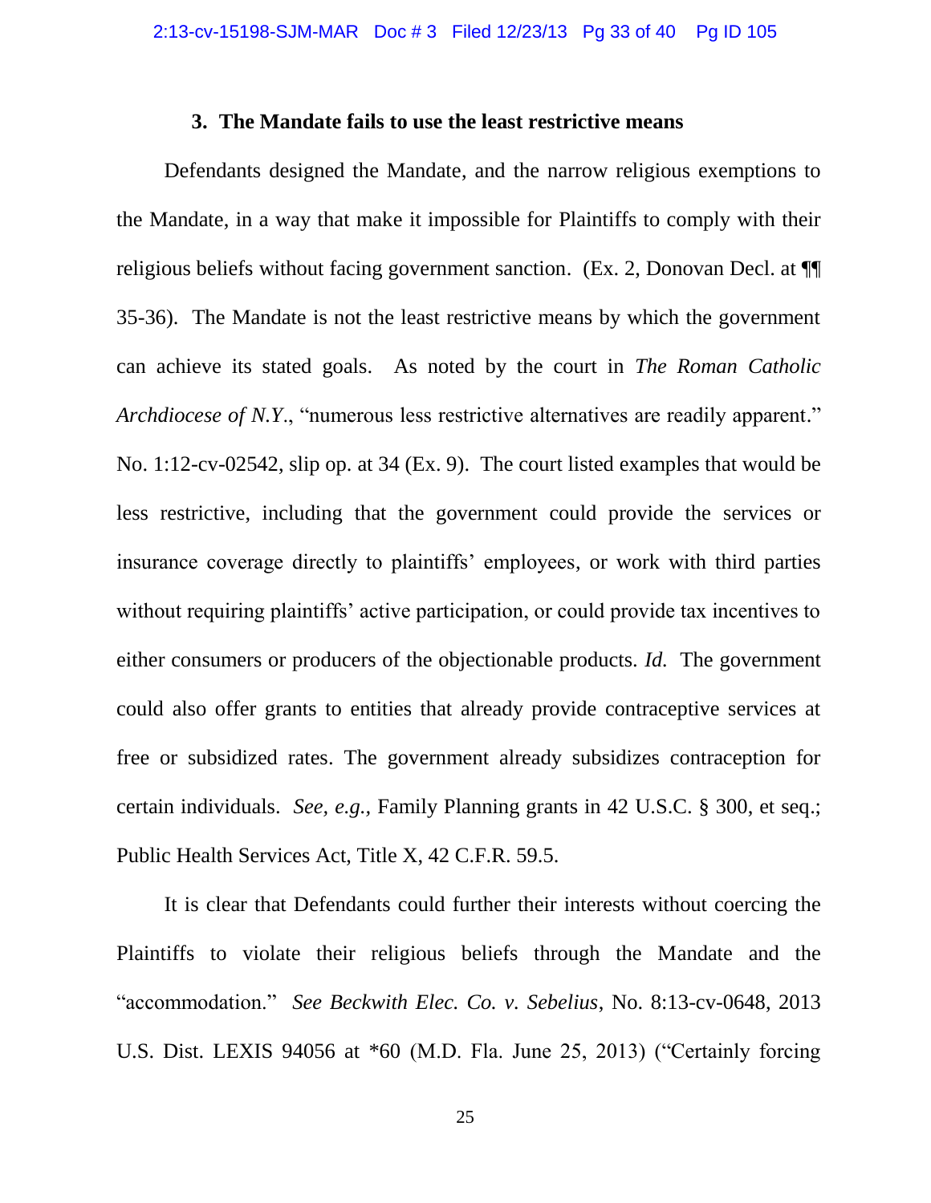### 3. The Mandate fails to use the least restrictive means

Defendants designed the Mandate, and the narrow religious exemptions to the Mandate, in a way that make it impossible for Plaintiffs to comply with their religious beliefs without facing government sanction. (Ex. 2, Donovan Decl. at ¶¶ 35-36). The Mandate is not the least restrictive means by which the government can achieve its stated goals. As noted by the court in *The Roman Catholic Archdiocese of N.Y.*, "numerous less restrictive alternatives are readily apparent." No. 1:12-cv-02542, slip op. at 34 (Ex. 9). The court listed examples that would be less restrictive, including that the government could provide the services or insurance coverage directly to plaintiffs' employees, or work with third parties without requiring plaintiffs' active participation, or could provide tax incentives to either consumers or producers of the objectionable products. *Id.* The government could also offer grants to entities that already provide contraceptive services at free or subsidized rates. The government already subsidizes contraception for certain individuals. *See, e.g.,* Family Planning grants in 42 U.S.C. § 300, et seq.; Public Health Services Act, Title X, 42 C.F.R. 59.5.

It is clear that Defendants could further their interests without coercing the Plaintiffs to violate their religious beliefs through the Mandate and the "accommodation." *See Beckwith Elec. Co. v. Sebelius*, No. 8:13-cv-0648, 2013 U.S. Dist. LEXIS 94056 at *60 (M.D. Fla. June 25, 2013) ("Certainly forcing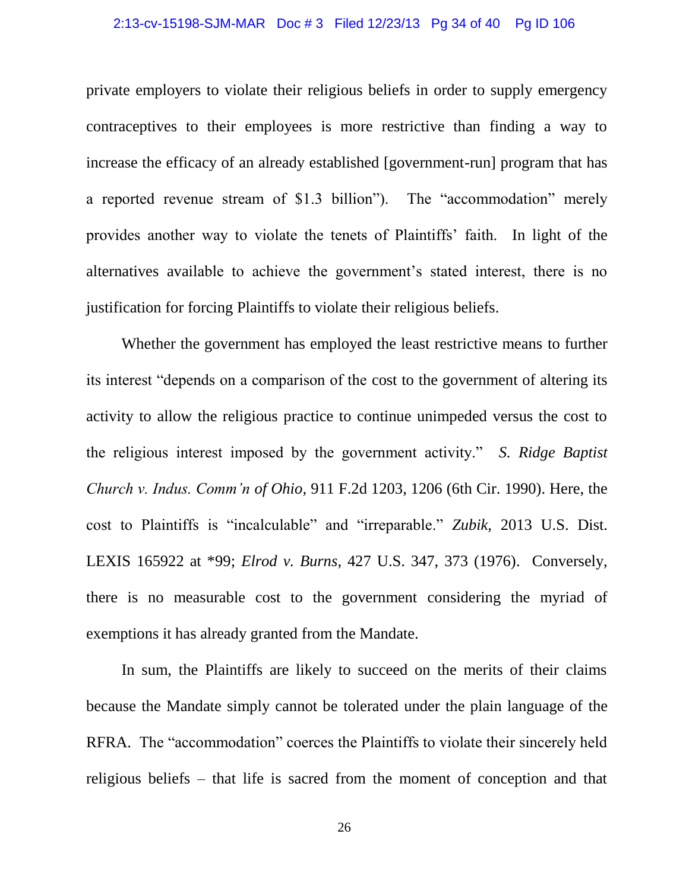private employers to violate their religious beliefs in order to supply emergency contraceptives to their employees is more restrictive than finding a way to increase the efficacy of an already established [government-run] program that has a reported revenue stream of $1.3 billion"). The "accommodation" merely provides another way to violate the tenets of Plaintiffs' faith. In light of the alternatives available to achieve the government's stated interest, there is no justification for forcing Plaintiffs to violate their religious beliefs.

Whether the government has employed the least restrictive means to further its interest "depends on a comparison of the cost to the government of altering its activity to allow the religious practice to continue unimpeded versus the cost to the religious interest imposed by the government activity." *S. Ridge Baptist Church v. Indus. Comm'n of Ohio,* 911 F.2d 1203, 1206 (6th Cir. 1990). Here, the cost to Plaintiffs is "incalculable" and "irreparable." *Zubik,* 2013 U.S. Dist. LEXIS 165922 at *99; *Elrod v. Burns*, 427 U.S. 347, 373 (1976). Conversely, there is no measurable cost to the government considering the myriad of exemptions it has already granted from the Mandate.

In sum, the Plaintiffs are likely to succeed on the merits of their claims because the Mandate simply cannot be tolerated under the plain language of the RFRA. The "accommodation" coerces the Plaintiffs to violate their sincerely held religious beliefs – that life is sacred from the moment of conception and that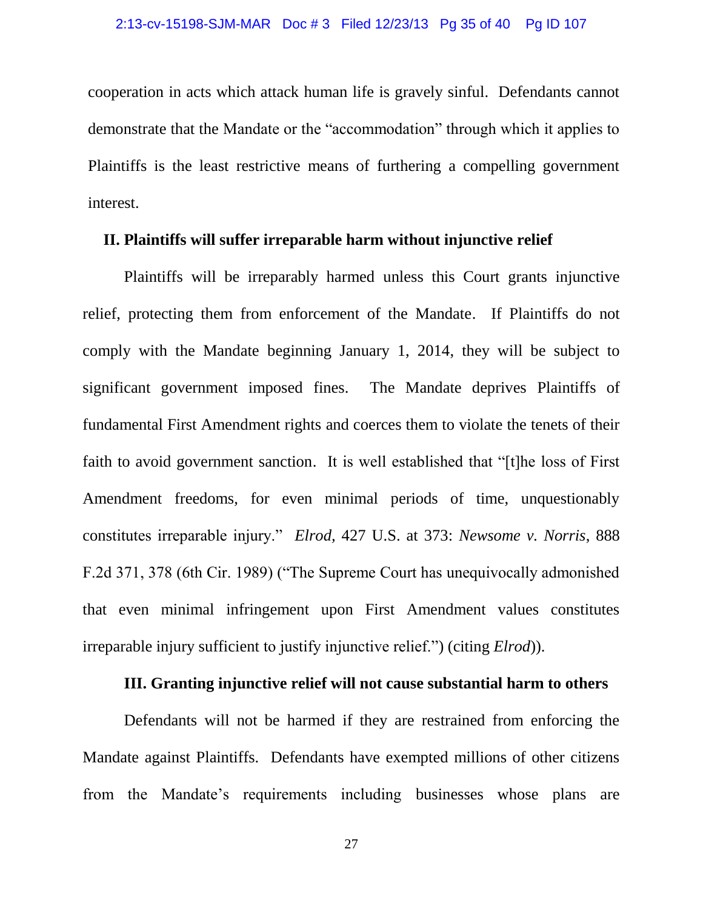cooperation in acts which attack human life is gravely sinful. Defendants cannot demonstrate that the Mandate or the "accommodation" through which it applies to Plaintiffs is the least restrictive means of furthering a compelling government interest.

## II. Plaintiffs will suffer irreparable harm without injunctive relief

Plaintiffs will be irreparably harmed unless this Court grants injunctive relief, protecting them from enforcement of the Mandate. If Plaintiffs do not comply with the Mandate beginning January 1, 2014, they will be subject to significant government imposed fines. The Mandate deprives Plaintiffs of fundamental First Amendment rights and coerces them to violate the tenets of their faith to avoid government sanction. It is well established that "[t]he loss of First Amendment freedoms, for even minimal periods of time, unquestionably constitutes irreparable injury." *Elrod*, 427 U.S. at 373: *Newsome v. Norris*, 888 F.2d 371, 378 (6th Cir. 1989) ("The Supreme Court has unequivocally admonished that even minimal infringement upon First Amendment values constitutes irreparable injury sufficient to justify injunctive relief.") (citing *Elrod*)).

## III. Granting injunctive relief will not cause substantial harm to others

Defendants will not be harmed if they are restrained from enforcing the Mandate against Plaintiffs. Defendants have exempted millions of other citizens from the Mandate's requirements including businesses whose plans are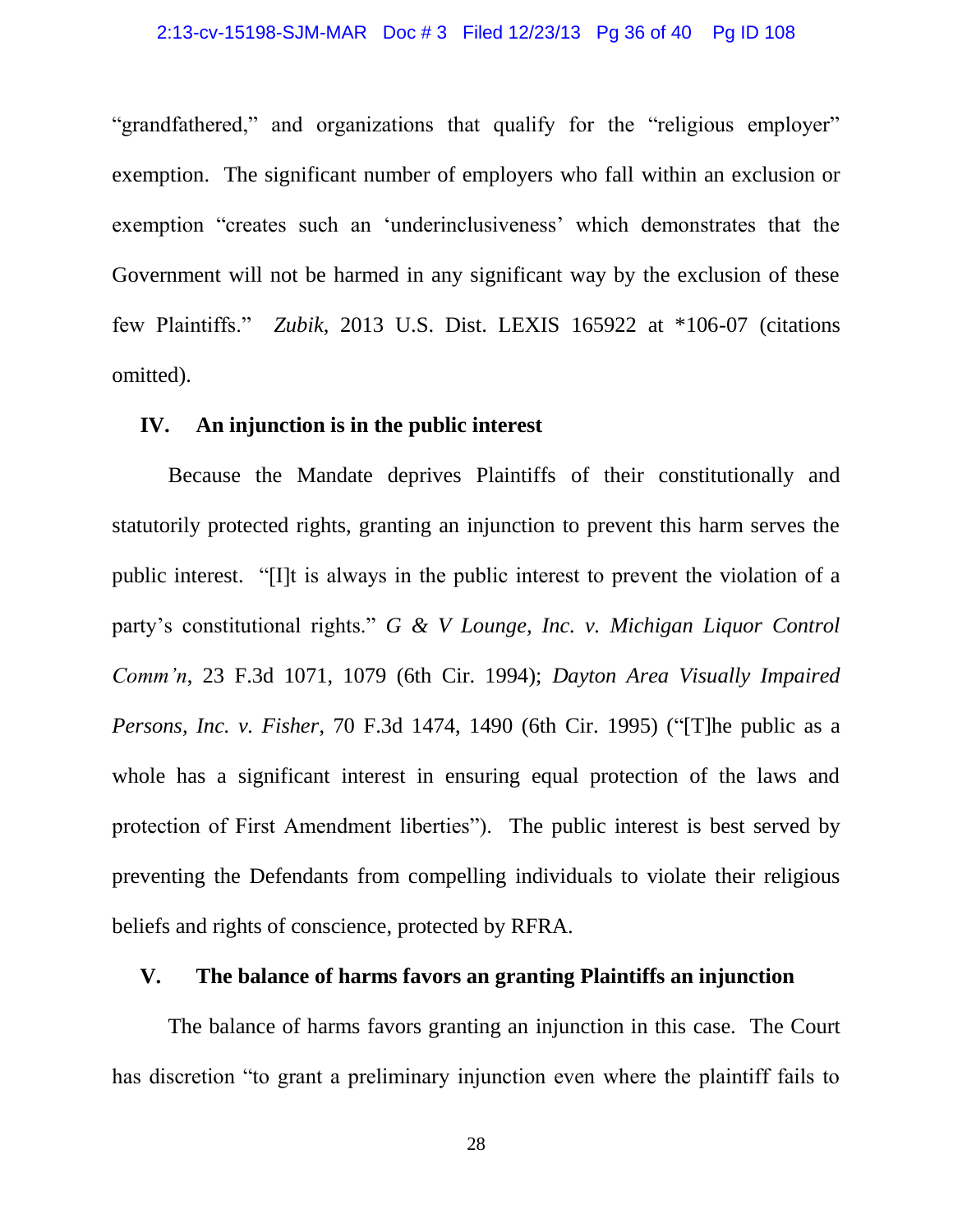"grandfathered," and organizations that qualify for the "religious employer" exemption. The significant number of employers who fall within an exclusion or exemption "creates such an 'underinclusiveness' which demonstrates that the Government will not be harmed in any significant way by the exclusion of these few Plaintiffs." *Zubik*, 2013 U.S. Dist. LEXIS 165922 at *106-07 (citations omitted).

## IV. An injunction is in the public interest

Because the Mandate deprives Plaintiffs of their constitutionally and statutorily protected rights, granting an injunction to prevent this harm serves the public interest. "[I]t is always in the public interest to prevent the violation of a party's constitutional rights." *G & V Lounge, Inc. v. Michigan Liquor Control Comm'n*, 23 F.3d 1071, 1079 (6th Cir. 1994); *Dayton Area Visually Impaired Persons, Inc. v. Fisher*, 70 F.3d 1474, 1490 (6th Cir. 1995) ("[T]he public as a whole has a significant interest in ensuring equal protection of the laws and protection of First Amendment liberties"). The public interest is best served by preventing the Defendants from compelling individuals to violate their religious beliefs and rights of conscience, protected by RFRA.

## V. The balance of harms favors an granting Plaintiffs an injunction

The balance of harms favors granting an injunction in this case. The Court has discretion "to grant a preliminary injunction even where the plaintiff fails to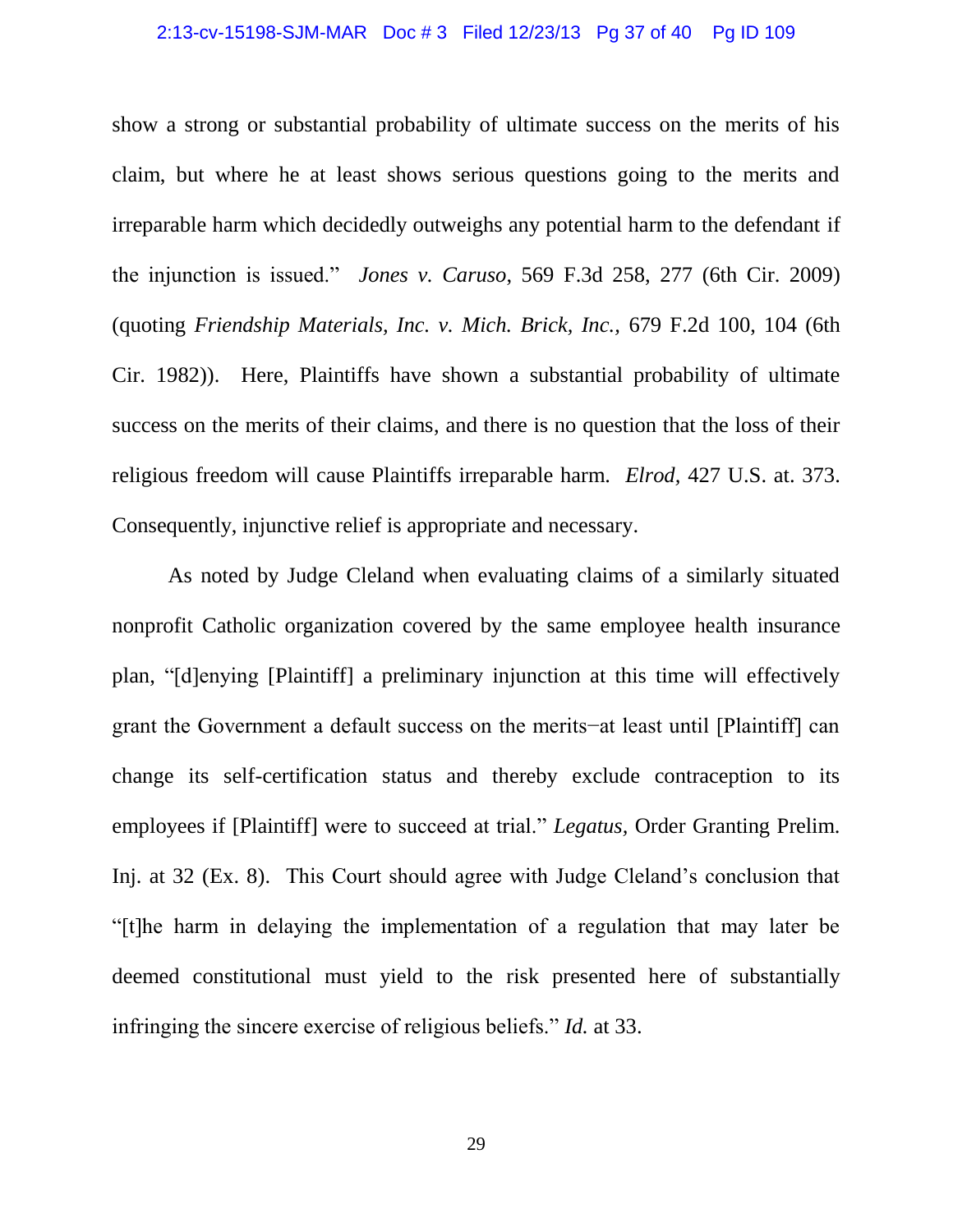show a strong or substantial probability of ultimate success on the merits of his claim, but where he at least shows serious questions going to the merits and irreparable harm which decidedly outweighs any potential harm to the defendant if the injunction is issued." *Jones v. Caruso*, 569 F.3d 258, 277 (6th Cir. 2009) (quoting *Friendship Materials, Inc. v. Mich. Brick, Inc.*, 679 F.2d 100, 104 (6th Cir. 1982)). Here, Plaintiffs have shown a substantial probability of ultimate success on the merits of their claims, and there is no question that the loss of their religious freedom will cause Plaintiffs irreparable harm. *Elrod*, 427 U.S. at. 373. Consequently, injunctive relief is appropriate and necessary.

As noted by Judge Cleland when evaluating claims of a similarly situated nonprofit Catholic organization covered by the same employee health insurance plan, "[d]enying [Plaintiff] a preliminary injunction at this time will effectively grant the Government a default success on the merits−at least until [Plaintiff] can change its self-certification status and thereby exclude contraception to its employees if [Plaintiff] were to succeed at trial." *Legatus*, Order Granting Prelim. Inj. at 32 (Ex. 8). This Court should agree with Judge Cleland's conclusion that "[t]he harm in delaying the implementation of a regulation that may later be deemed constitutional must yield to the risk presented here of substantially infringing the sincere exercise of religious beliefs." *Id.* at 33.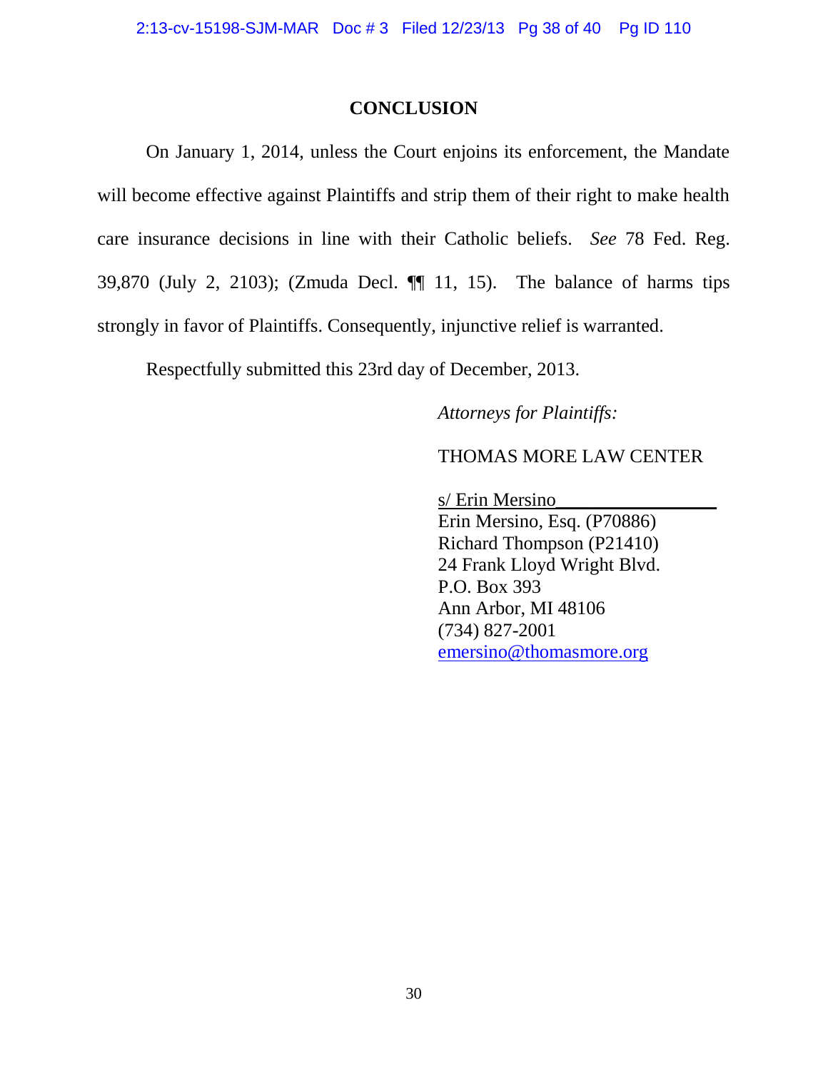## CONCLUSION

On January 1, 2014, unless the Court enjoins its enforcement, the Mandate will become effective against Plaintiffs and strip them of their right to make health care insurance decisions in line with their Catholic beliefs. *See* 78 Fed. Reg. 39,870 (July 2, 2103); (Zmuda Decl. ¶¶ 11, 15). The balance of harms tips strongly in favor of Plaintiffs. Consequently, injunctive relief is warranted.

Respectfully submitted this 23rd day of December, 2013.

*Attorneys for Plaintiffs:*

THOMAS MORE LAW CENTER

s/ Erin Mersino
Erin Mersino, Esq. (P70886)
Richard Thompson (P21410)
24 Frank Lloyd Wright Blvd.
P.O. Box 393
Ann Arbor, MI 48106
(734) 827-2001
emersino@thomasmore.org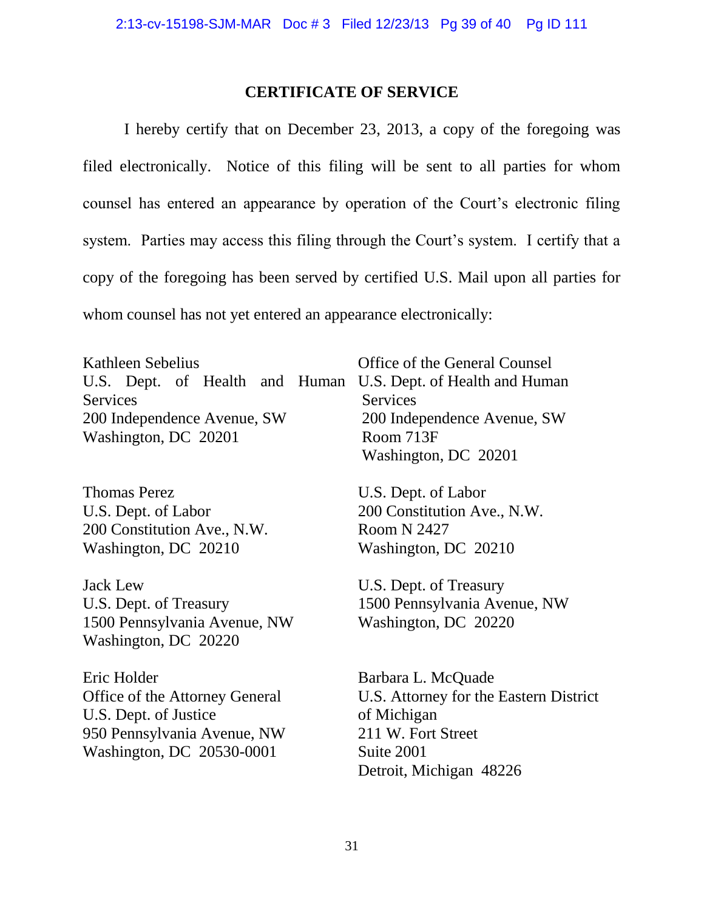## CERTIFICATE OF SERVICE

I hereby certify that on December 23, 2013, a copy of the foregoing was filed electronically. Notice of this filing will be sent to all parties for whom counsel has entered an appearance by operation of the Court's electronic filing system. Parties may access this filing through the Court's system. I certify that a copy of the foregoing has been served by certified U.S. Mail upon all parties for whom counsel has not yet entered an appearance electronically:

Kathleen Sebelius
U.S. Dept. of Health and Human Services
200 Independence Avenue, SW
Washington, DC 20201

Office of the General Counsel
U.S. Dept. of Health and Human Services
200 Independence Avenue, SW
Room 713F
Washington, DC 20201

Thomas Perez
U.S. Dept. of Labor
200 Constitution Ave., N.W.
Washington, DC 20210

U.S. Dept. of Labor
200 Constitution Ave., N.W.
Room N 2427
Washington, DC 20210

Jack Lew
U.S. Dept. of Treasury
1500 Pennsylvania Avenue, NW
Washington, DC 20220

U.S. Dept. of Treasury
1500 Pennsylvania Avenue, NW
Washington, DC 20220

Eric Holder
Office of the Attorney General
U.S. Dept. of Justice
950 Pennsylvania Avenue, NW
Washington, DC 20530-0001

Barbara L. McQuade
U.S. Attorney for the Eastern District of Michigan
211 W. Fort Street
Suite 2001
Detroit, Michigan 48226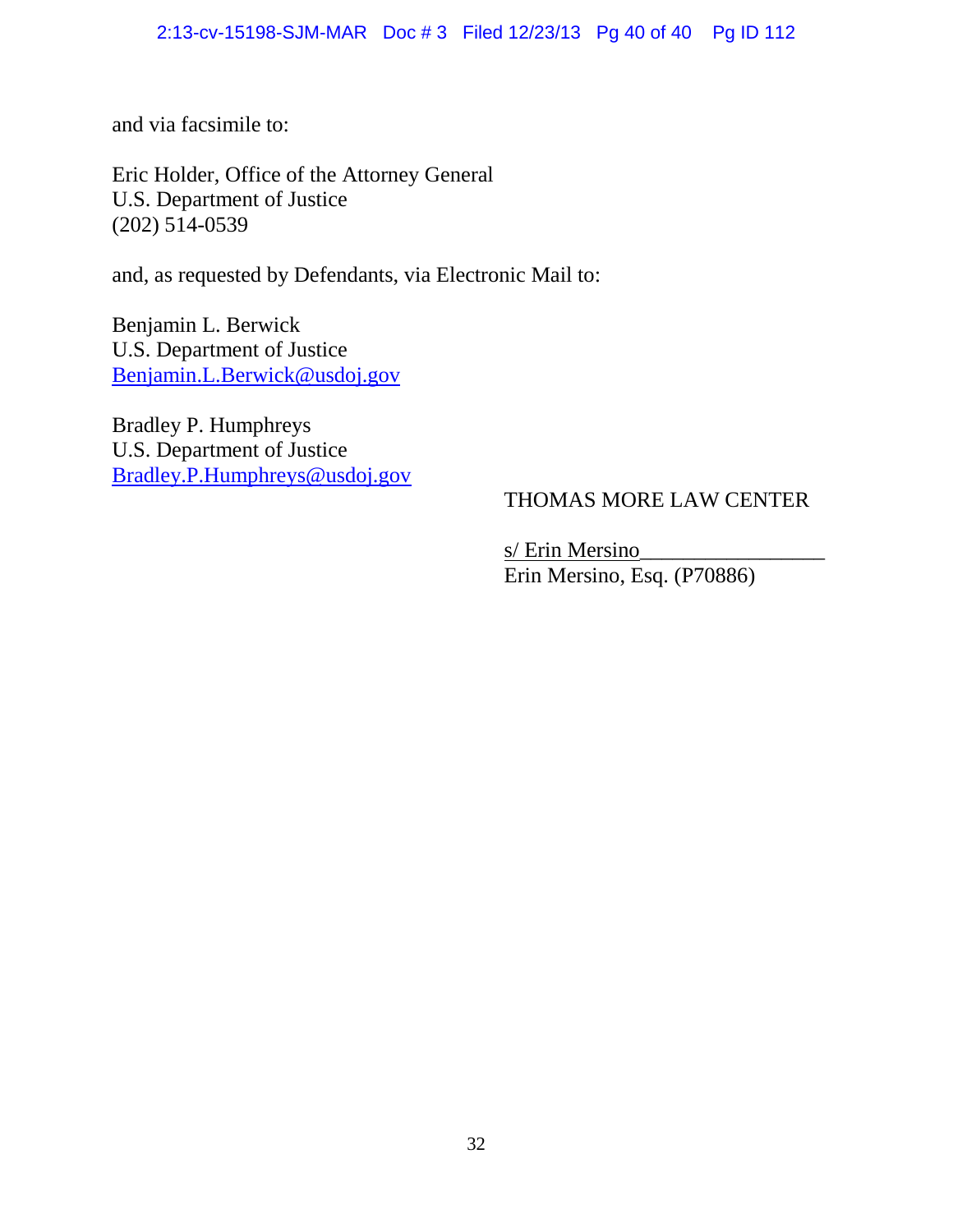and via facsimile to:

Eric Holder, Office of the Attorney General
U.S. Department of Justice
(202) 514-0539

and, as requested by Defendants, via Electronic Mail to:

Benjamin L. Berwick
U.S. Department of Justice
Benjamin.L.Berwick@usdoj.gov

Bradley P. Humphreys
U.S. Department of Justice
Bradley.P.Humphreys@usdoj.gov

THOMAS MORE LAW CENTER

s/ Erin Mersino_________________
Erin Mersino, Esq. (P70886)